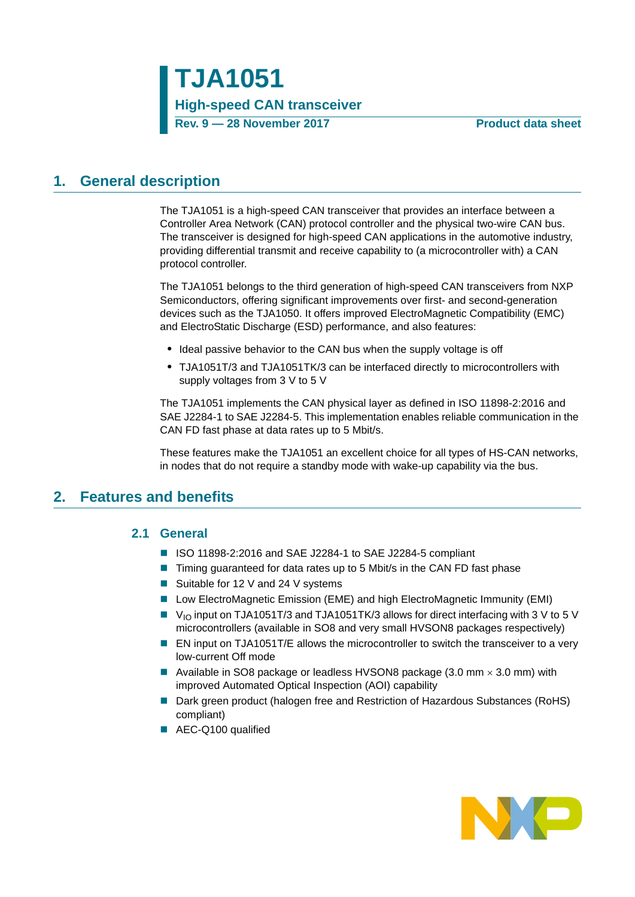# TJA1051

## High-speed CAN transceiver

**Rev. 9 — 28 November 2017** **Product data sheet**

## 1. General description

The TJA1051 is a high-speed CAN transceiver that provides an interface between a Controller Area Network (CAN) protocol controller and the physical two-wire CAN bus. The transceiver is designed for high-speed CAN applications in the automotive industry, providing differential transmit and receive capability to (a microcontroller with) a CAN protocol controller.

The TJA1051 belongs to the third generation of high-speed CAN transceivers from NXP Semiconductors, offering significant improvements over first- and second-generation devices such as the TJA1050. It offers improved ElectroMagnetic Compatibility (EMC) and ElectroStatic Discharge (ESD) performance, and also features:

- Ideal passive behavior to the CAN bus when the supply voltage is off
- TJA1051T/3 and TJA1051TK/3 can be interfaced directly to microcontrollers with supply voltages from 3 V to 5 V

The TJA1051 implements the CAN physical layer as defined in ISO 11898-2:2016 and SAE J2284-1 to SAE J2284-5. This implementation enables reliable communication in the CAN FD fast phase at data rates up to 5 Mbit/s.

These features make the TJA1051 an excellent choice for all types of HS-CAN networks, in nodes that do not require a standby mode with wake-up capability via the bus.

## 2. Features and benefits

### 2.1 General

- ISO 11898-2:2016 and SAE J2284-1 to SAE J2284-5 compliant
- Timing guaranteed for data rates up to 5 Mbit/s in the CAN FD fast phase
- Suitable for 12 V and 24 V systems
- Low ElectroMagnetic Emission (EME) and high ElectroMagnetic Immunity (EMI)
- $V_{IO}$ input on TJA1051T/3 and TJA1051TK/3 allows for direct interfacing with 3 V to 5 V microcontrollers (available in SO8 and very small HVSON8 packages respectively)
- EN input on TJA1051T/E allows the microcontroller to switch the transceiver to a very low-current Off mode
- Available in SO8 package or leadless HVSON8 package (3.0 mm × 3.0 mm) with improved Automated Optical Inspection (AOI) capability
- Dark green product (halogen free and Restriction of Hazardous Substances (RoHS) compliant)
- AEC-Q100 qualified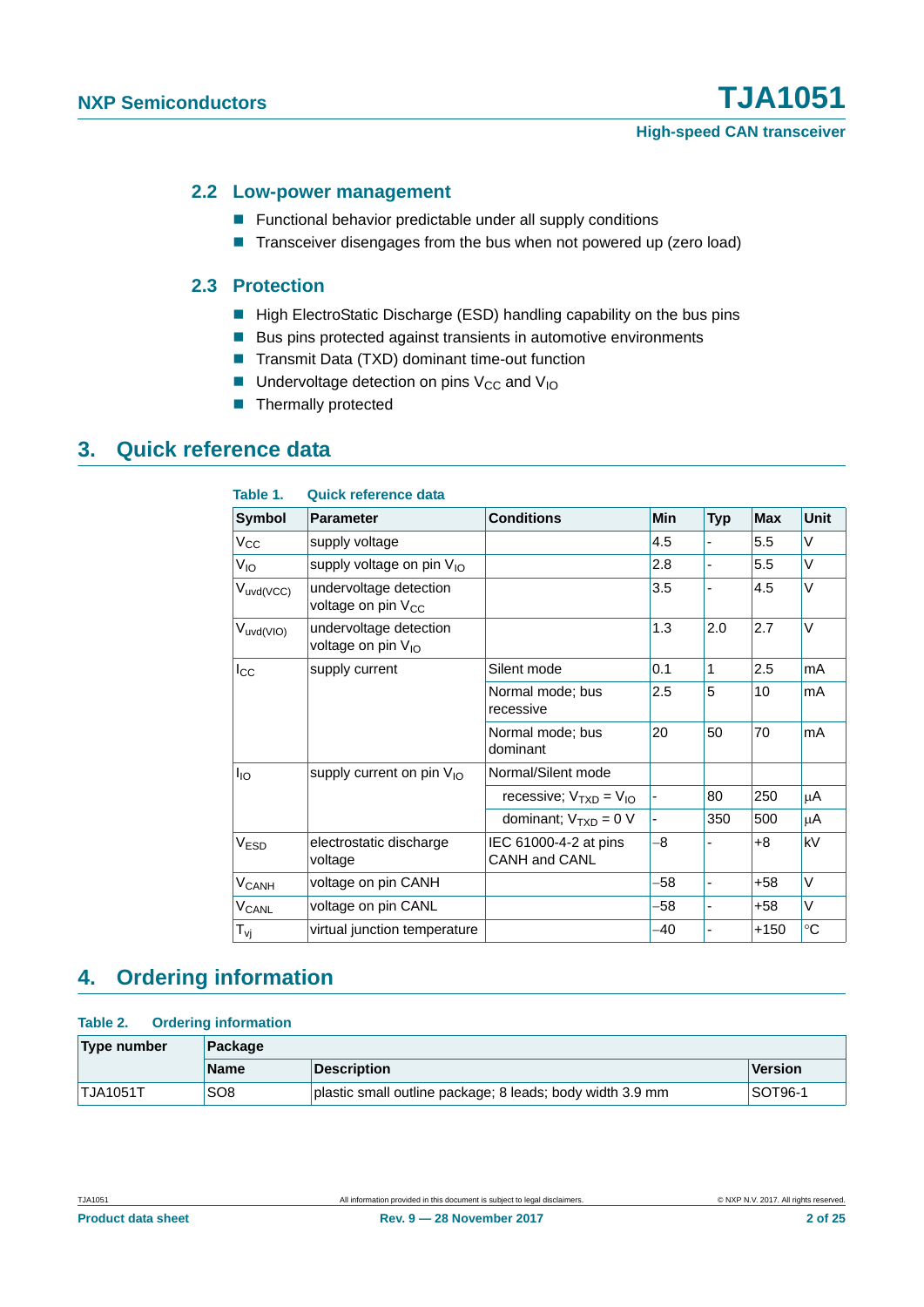### 2.2 Low-power management

- Functional behavior predictable under all supply conditions
- Transceiver disengages from the bus when not powered up (zero load)

### 2.3 Protection

- High ElectroStatic Discharge (ESD) handling capability on the bus pins
- Bus pins protected against transients in automotive environments
- Transmit Data (TXD) dominant time-out function
- Undervoltage detection on pins $V_{CC}$ and $V_{IO}$
- Thermally protected

## 3. Quick reference data

**Table 1. Quick reference data**

| Symbol | Parameter | Conditions | Min | Typ | Max | Unit |
|---|---|---|---|---|---|---|
| $V_{CC}$ | supply voltage | | 4.5 | - | 5.5 | V |
| $V_{IO}$ | supply voltage on pin $V_{IO}$ | | 2.8 | - | 5.5 | V |
| $V_{uvd(VCC)}$ | undervoltage detection voltage on pin $V_{CC}$ | | 3.5 | - | 4.5 | V |
| $V_{uvd(VIO)}$ | undervoltage detection voltage on pin $V_{IO}$ | | 1.3 | 2.0 | 2.7 | V |
| $I_{CC}$ | supply current | Silent mode | 0.1 | 1 | 2.5 | mA |
| | | Normal mode; bus recessive | 2.5 | 5 | 10 | mA |
| | | Normal mode; bus dominant | 20 | 50 | 70 | mA |
| $I_{IO}$ | supply current on pin $V_{IO}$ | Normal/Silent mode | | | | |
| | | recessive; $V_{TXD} = V_{IO}$ | - | 80 | 250 | μA |
| | | dominant; $V_{TXD} = 0$ V | - | 350 | 500 | μA |
| $V_{ESD}$ | electrostatic discharge voltage | IEC 61000-4-2 at pins CANH and CANL | −8 | - | +8 | kV |
| $V_{CANH}$ | voltage on pin CANH | | −58 | - | +58 | V |
| $V_{CANL}$ | voltage on pin CANL | | −58 | - | +58 | V |
| $T_{vj}$ | virtual junction temperature | | −40 | - | +150 | °C |

## 4. Ordering information

**Table 2. Ordering information**

| Type number | Package | | |
|---|---|---|---|
| | Name | Description | Version |
| TJA1051T | SO8 | plastic small outline package; 8 leads; body width 3.9 mm | SOT96-1 |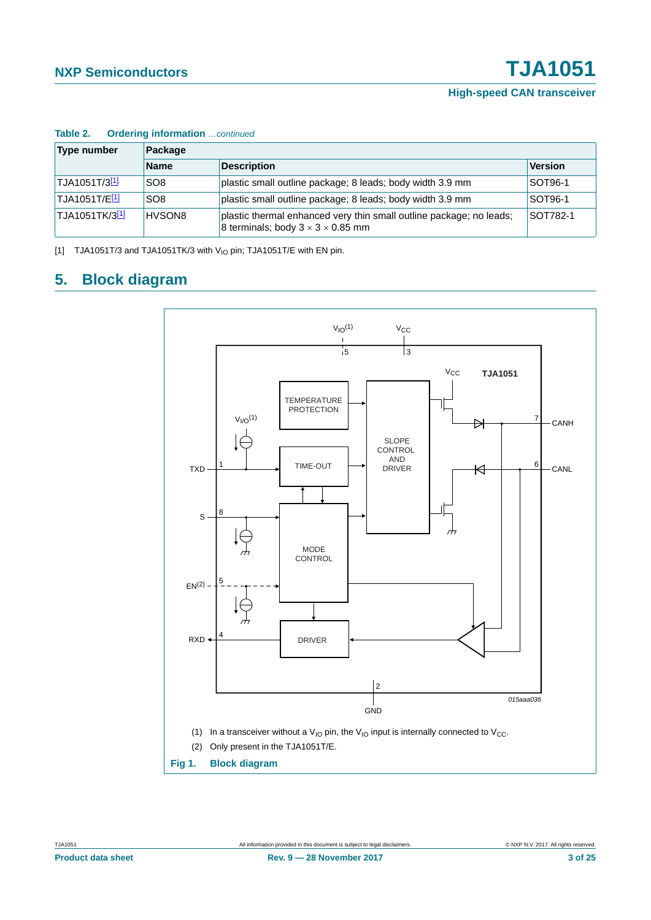**Table 2. Ordering information** *...continued*

| Type number | Package | | |
|---|---|---|---|
| | Name | Description | Version |
| TJA1051T/3[1] | SO8 | plastic small outline package; 8 leads; body width 3.9 mm | SOT96-1 |
| TJA1051T/E[1] | SO8 | plastic small outline package; 8 leads; body width 3.9 mm | SOT96-1 |
| TJA1051TK/3[1] | HVSON8 | plastic thermal enhanced very thin small outline package; no leads; 8 terminals; body 3 × 3 × 0.85 mm | SOT782-1 |

[1] TJA1051T/3 and TJA1051TK/3 with $V_{IO}$ pin; TJA1051T/E with EN pin.

# 5. Block diagram

(1) In a transceiver without a $V_{IO}$ pin, the $V_{IO}$ input is internally connected to $V_{CC}$.

(2) Only present in the TJA1051T/E.

**Fig 1. Block diagram**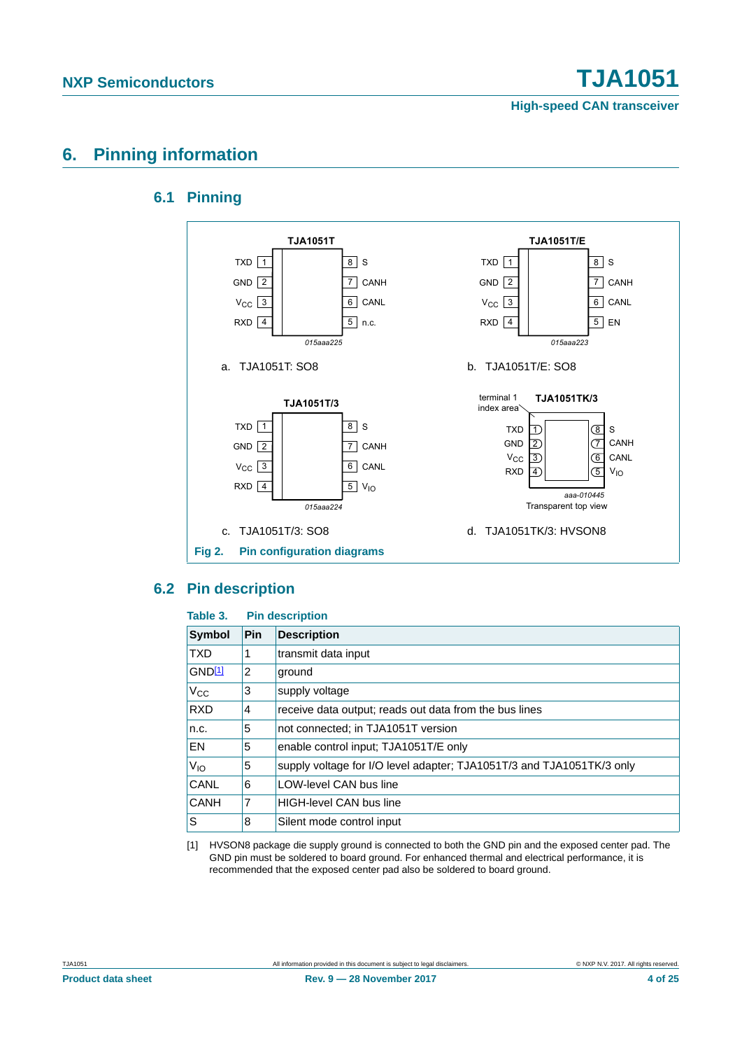# 6. Pinning information

## 6.1 Pinning

a. TJA1051T: SO8

b. TJA1051T/E: SO8

c. TJA1051T/3: SO8

d. TJA1051TK/3: HVSON8

**Fig 2. Pin configuration diagrams**

## 6.2 Pin description

**Table 3. Pin description**

| Symbol | Pin | Description |
|---|---|---|
| TXD | 1 | transmit data input |
| GND[1] | 2 | ground |
| $V_{CC}$ | 3 | supply voltage |
| RXD | 4 | receive data output; reads out data from the bus lines |
| n.c. | 5 | not connected; in TJA1051T version |
| EN | 5 | enable control input; TJA1051T/E only |
| $V_{IO}$ | 5 | supply voltage for I/O level adapter; TJA1051T/3 and TJA1051TK/3 only |
| CANL | 6 | LOW-level CAN bus line |
| CANH | 7 | HIGH-level CAN bus line |
| S | 8 | Silent mode control input |

[1] HVSON8 package die supply ground is connected to both the GND pin and the exposed center pad. The GND pin must be soldered to board ground. For enhanced thermal and electrical performance, it is recommended that the exposed center pad also be soldered to board ground.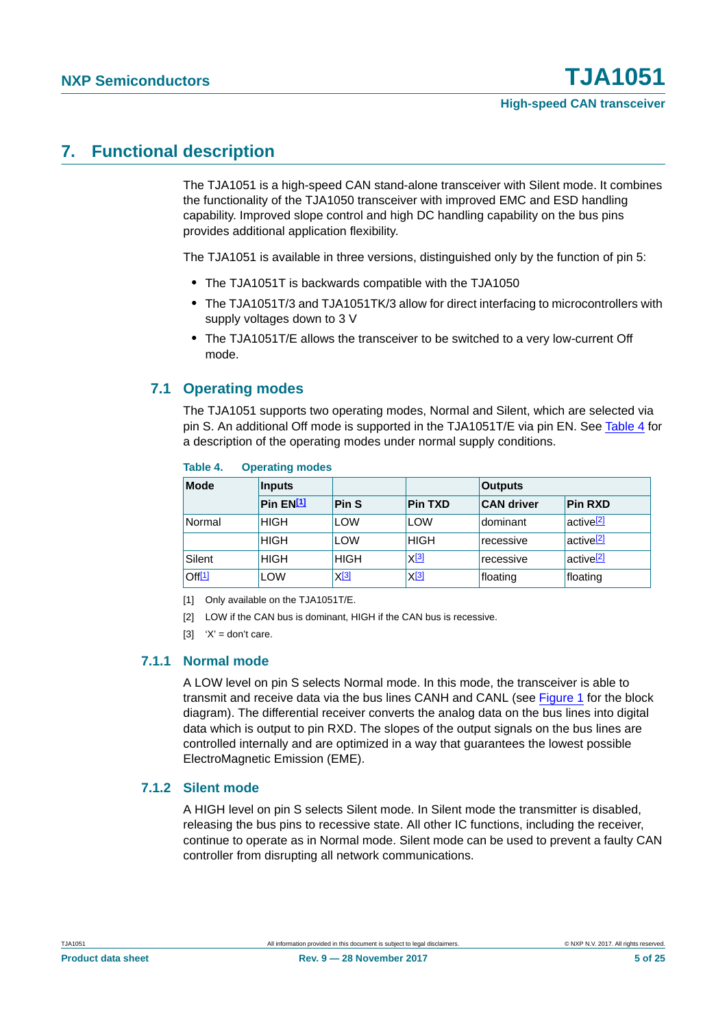# 7. Functional description

The TJA1051 is a high-speed CAN stand-alone transceiver with Silent mode. It combines the functionality of the TJA1050 transceiver with improved EMC and ESD handling capability. Improved slope control and high DC handling capability on the bus pins provides additional application flexibility.

The TJA1051 is available in three versions, distinguished only by the function of pin 5:

- The TJA1051T is backwards compatible with the TJA1050
- The TJA1051T/3 and TJA1051TK/3 allow for direct interfacing to microcontrollers with supply voltages down to 3 V
- The TJA1051T/E allows the transceiver to be switched to a very low-current Off mode.

## 7.1 Operating modes

The TJA1051 supports two operating modes, Normal and Silent, which are selected via pin S. An additional Off mode is supported in the TJA1051T/E via pin EN. See Table 4 for a description of the operating modes under normal supply conditions.

**Table 4. Operating modes**

| Mode | Inputs | | | Outputs | |
|---|---|---|---|---|---|
| | Pin EN[1] | Pin S | Pin TXD | CAN driver | Pin RXD |
| Normal | HIGH | LOW | LOW | dominant | active[2] |
| | HIGH | LOW | HIGH | recessive | active[2] |
| Silent | HIGH | HIGH | X[3] | recessive | active[2] |
| Off[1] | LOW | X[3] | X[3] | floating | floating |

[1] Only available on the TJA1051T/E.

[2] LOW if the CAN bus is dominant, HIGH if the CAN bus is recessive.

[3] 'X' = don't care.

### 7.1.1 Normal mode

A LOW level on pin S selects Normal mode. In this mode, the transceiver is able to transmit and receive data via the bus lines CANH and CANL (see Figure 1 for the block diagram). The differential receiver converts the analog data on the bus lines into digital data which is output to pin RXD. The slopes of the output signals on the bus lines are controlled internally and are optimized in a way that guarantees the lowest possible ElectroMagnetic Emission (EME).

### 7.1.2 Silent mode

A HIGH level on pin S selects Silent mode. In Silent mode the transmitter is disabled, releasing the bus pins to recessive state. All other IC functions, including the receiver, continue to operate as in Normal mode. Silent mode can be used to prevent a faulty CAN controller from disrupting all network communications.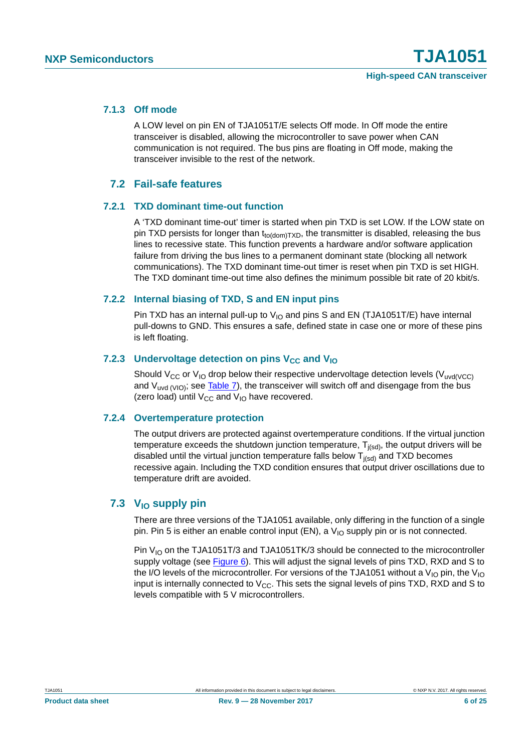### 7.1.3 Off mode

A LOW level on pin EN of TJA1051T/E selects Off mode. In Off mode the entire transceiver is disabled, allowing the microcontroller to save power when CAN communication is not required. The bus pins are floating in Off mode, making the transceiver invisible to the rest of the network.

## 7.2 Fail-safe features

### 7.2.1 TXD dominant time-out function

A 'TXD dominant time-out' timer is started when pin TXD is set LOW. If the LOW state on pin TXD persists for longer than $t_{to(dom)TXD}$, the transmitter is disabled, releasing the bus lines to recessive state. This function prevents a hardware and/or software application failure from driving the bus lines to a permanent dominant state (blocking all network communications). The TXD dominant time-out timer is reset when pin TXD is set HIGH. The TXD dominant time-out time also defines the minimum possible bit rate of 20 kbit/s.

### 7.2.2 Internal biasing of TXD, S and EN input pins

Pin TXD has an internal pull-up to $V_{IO}$ and pins S and EN (TJA1051T/E) have internal pull-downs to GND. This ensures a safe, defined state in case one or more of these pins is left floating.

### 7.2.3 Undervoltage detection on pins $V_{CC}$ and $V_{IO}$

Should $V_{CC}$ or $V_{IO}$ drop below their respective undervoltage detection levels ($V_{uvd(VCC)}$ and $V_{uvd\,(VIO)}$; see Table 7), the transceiver will switch off and disengage from the bus (zero load) until $V_{CC}$ and $V_{IO}$ have recovered.

### 7.2.4 Overtemperature protection

The output drivers are protected against overtemperature conditions. If the virtual junction temperature exceeds the shutdown junction temperature, $T_{j(sd)}$, the output drivers will be disabled until the virtual junction temperature falls below $T_{j(sd)}$ and TXD becomes recessive again. Including the TXD condition ensures that output driver oscillations due to temperature drift are avoided.

## 7.3 $V_{IO}$ supply pin

There are three versions of the TJA1051 available, only differing in the function of a single pin. Pin 5 is either an enable control input (EN), a $V_{IO}$ supply pin or is not connected.

Pin $V_{IO}$ on the TJA1051T/3 and TJA1051TK/3 should be connected to the microcontroller supply voltage (see Figure 6). This will adjust the signal levels of pins TXD, RXD and S to the I/O levels of the microcontroller. For versions of the TJA1051 without a $V_{IO}$ pin, the $V_{IO}$ input is internally connected to $V_{CC}$. This sets the signal levels of pins TXD, RXD and S to levels compatible with 5 V microcontrollers.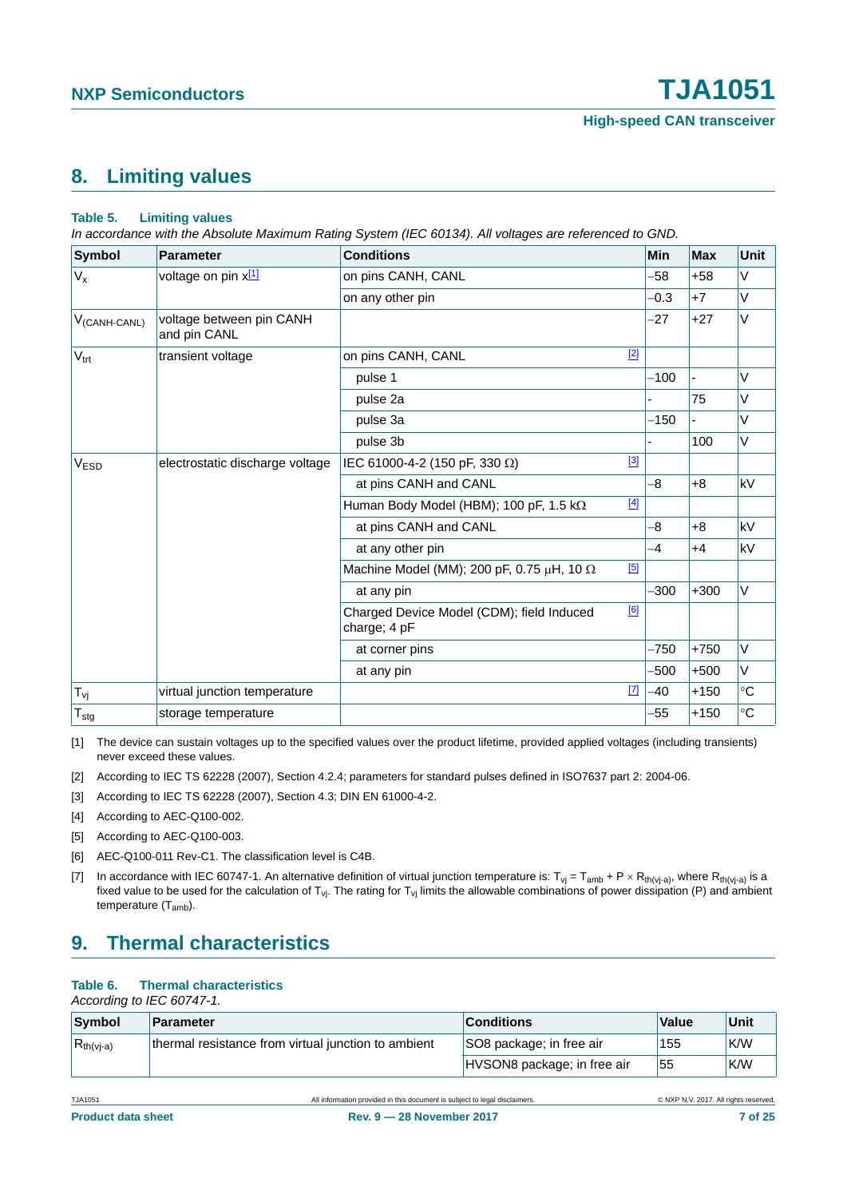## 8. Limiting values

**Table 5. Limiting values**

*In accordance with the Absolute Maximum Rating System (IEC 60134). All voltages are referenced to GND.*

| Symbol | Parameter | Conditions | Min | Max | Unit |
|---|---|---|---|---|---|
| $V_x$ | voltage on pin x[1] | on pins CANH, CANL | −58 | +58 | V |
| | | on any other pin | −0.3 | +7 | V |
| $V_{(CANH-CANL)}$ | voltage between pin CANH and pin CANL | | −27 | +27 | V |
| $V_{trt}$ | transient voltage | on pins CANH, CANL [2] | | | |
| | | pulse 1 | −100 | - | V |
| | | pulse 2a | - | 75 | V |
| | | pulse 3a | −150 | - | V |
| | | pulse 3b | - | 100 | V |
| $V_{ESD}$ | electrostatic discharge voltage | IEC 61000-4-2 (150 pF, 330 Ω) [3] | | | |
| | | at pins CANH and CANL | −8 | +8 | kV |
| | | Human Body Model (HBM); 100 pF, 1.5 kΩ [4] | | | |
| | | at pins CANH and CANL | −8 | +8 | kV |
| | | at any other pin | −4 | +4 | kV |
| | | Machine Model (MM); 200 pF, 0.75 μH, 10 Ω [5] | | | |
| | | at any pin | −300 | +300 | V |
| | | Charged Device Model (CDM); field Induced charge; 4 pF [6] | | | |
| | | at corner pins | −750 | +750 | V |
| | | at any pin | −500 | +500 | V |
| $T_{vj}$ | virtual junction temperature | [7] | −40 | +150 | °C |
| $T_{stg}$ | storage temperature | | −55 | +150 | °C |

[1] The device can sustain voltages up to the specified values over the product lifetime, provided applied voltages (including transients) never exceed these values.

[2] According to IEC TS 62228 (2007), Section 4.2.4; parameters for standard pulses defined in ISO7637 part 2: 2004-06.

[3] According to IEC TS 62228 (2007), Section 4.3; DIN EN 61000-4-2.

[4] According to AEC-Q100-002.

[5] According to AEC-Q100-003.

[6] AEC-Q100-011 Rev-C1. The classification level is C4B.

[7] In accordance with IEC 60747-1. An alternative definition of virtual junction temperature is: $T_{vj} = T_{amb} + P \times R_{th(vj-a)}$, where $R_{th(vj-a)}$ is a fixed value to be used for the calculation of $T_{vj}$. The rating for $T_{vj}$ limits the allowable combinations of power dissipation (P) and ambient temperature ($T_{amb}$).

## 9. Thermal characteristics

**Table 6. Thermal characteristics**

*According to IEC 60747-1.*

| Symbol | Parameter | Conditions | Value | Unit |
|---|---|---|---|---|
| $R_{th(vj-a)}$ | thermal resistance from virtual junction to ambient | SO8 package; in free air | 155 | K/W |
| | | HVSON8 package; in free air | 55 | K/W |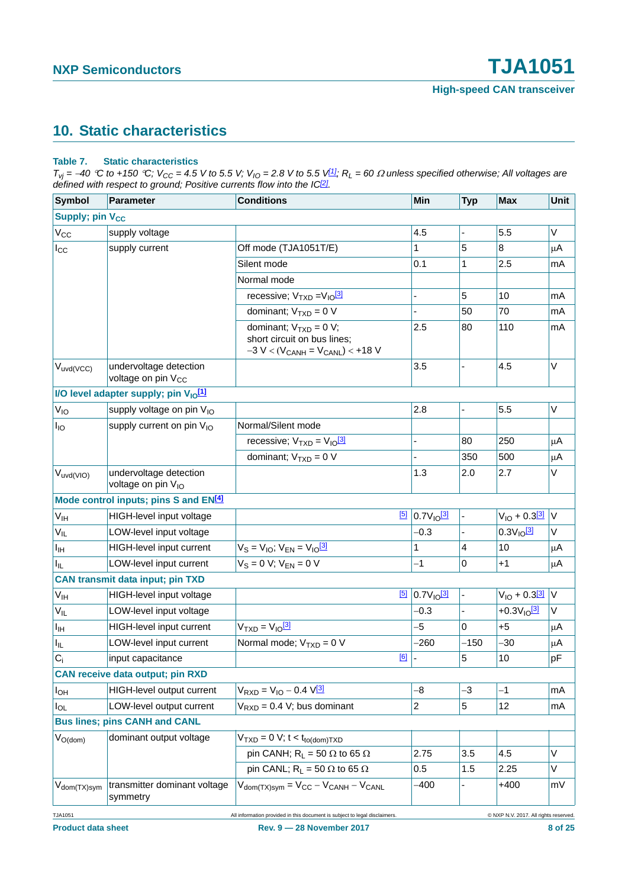## 10. Static characteristics

**Table 7. Static characteristics**

*$T_{vj}$ = −40 °C to +150 °C; $V_{CC}$ = 4.5 V to 5.5 V; $V_{IO}$ = 2.8 V to 5.5 V[1]; $R_L$ = 60 Ω unless specified otherwise; All voltages are defined with respect to ground; Positive currents flow into the IC[2].*

| Symbol | Parameter | Conditions | Min | Typ | Max | Unit |
|---|---|---|---|---|---|---|
| **Supply; pin $V_{CC}$** | | | | | | |
| $V_{CC}$ | supply voltage | | 4.5 | - | 5.5 | V |
| $I_{CC}$ | supply current | Off mode (TJA1051T/E) | 1 | 5 | 8 | μA |
| | | Silent mode | 0.1 | 1 | 2.5 | mA |
| | | Normal mode | | | | |
| | | recessive; $V_{TXD}$ = $V_{IO}$[3] | - | 5 | 10 | mA |
| | | dominant; $V_{TXD}$ = 0 V | - | 50 | 70 | mA |
| | | dominant; $V_{TXD}$ = 0 V; short circuit on bus lines; −3 V < ($V_{CANH}$ = $V_{CANL}$) < +18 V | 2.5 | 80 | 110 | mA |
| $V_{uvd(VCC)}$ | undervoltage detection voltage on pin $V_{CC}$ | | 3.5 | - | 4.5 | V |
| **I/O level adapter supply; pin $V_{IO}$[1]** | | | | | | |
| $V_{IO}$ | supply voltage on pin $V_{IO}$ | | 2.8 | - | 5.5 | V |
| $I_{IO}$ | supply current on pin $V_{IO}$ | Normal/Silent mode | | | | |
| | | recessive; $V_{TXD}$ = $V_{IO}$[3] | - | 80 | 250 | μA |
| | | dominant; $V_{TXD}$ = 0 V | - | 350 | 500 | μA |
| $V_{uvd(VIO)}$ | undervoltage detection voltage on pin $V_{IO}$ | | 1.3 | 2.0 | 2.7 | V |
| **Mode control inputs; pins S and EN[4]** | | | | | | |
| $V_{IH}$ | HIGH-level input voltage | [5] | 0.7$V_{IO}$[3] | - | $V_{IO}$ + 0.3[3] | V |
| $V_{IL}$ | LOW-level input voltage | | −0.3 | - | 0.3$V_{IO}$[3] | V |
| $I_{IH}$ | HIGH-level input current | $V_S$ = $V_{IO}$; $V_{EN}$ = $V_{IO}$[3] | 1 | 4 | 10 | μA |
| $I_{IL}$ | LOW-level input current | $V_S$ = 0 V; $V_{EN}$ = 0 V | −1 | 0 | +1 | μA |
| **CAN transmit data input; pin TXD** | | | | | | |
| $V_{IH}$ | HIGH-level input voltage | [5] | 0.7$V_{IO}$[3] | - | $V_{IO}$ + 0.3[3] | V |
| $V_{IL}$ | LOW-level input voltage | | −0.3 | - | +0.3$V_{IO}$[3] | V |
| $I_{IH}$ | HIGH-level input current | $V_{TXD}$ = $V_{IO}$[3] | −5 | 0 | +5 | μA |
| $I_{IL}$ | LOW-level input current | Normal mode; $V_{TXD}$ = 0 V | −260 | −150 | −30 | μA |
| $C_i$ | input capacitance | [6] | - | 5 | 10 | pF |
| **CAN receive data output; pin RXD** | | | | | | |
| $I_{OH}$ | HIGH-level output current | $V_{RXD}$ = $V_{IO}$ − 0.4 V[3] | −8 | −3 | −1 | mA |
| $I_{OL}$ | LOW-level output current | $V_{RXD}$ = 0.4 V; bus dominant | 2 | 5 | 12 | mA |
| **Bus lines; pins CANH and CANL** | | | | | | |
| $V_{O(dom)}$ | dominant output voltage | $V_{TXD}$ = 0 V; t < $t_{to(dom)TXD}$ | | | | |
| | | pin CANH; $R_L$ = 50 Ω to 65 Ω | 2.75 | 3.5 | 4.5 | V |
| | | pin CANL; $R_L$ = 50 Ω to 65 Ω | 0.5 | 1.5 | 2.25 | V |
| $V_{dom(TX)sym}$ | transmitter dominant voltage symmetry | $V_{dom(TX)sym}$ = $V_{CC}$ − $V_{CANH}$ − $V_{CANL}$ | −400 | - | +400 | mV |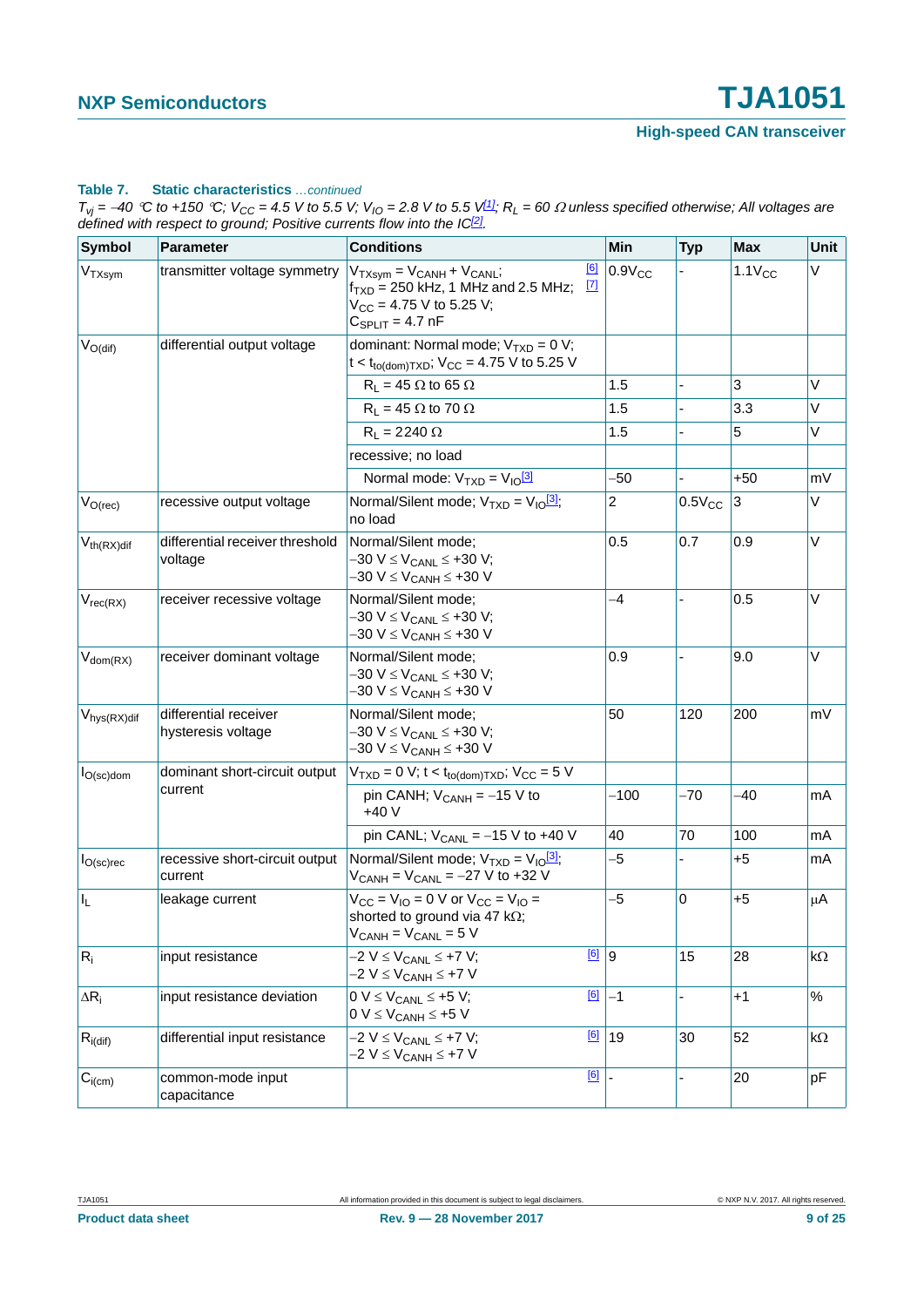**Table 7. Static characteristics** *...continued*

*$T_{vj}$ = −40 °C to +150 °C; $V_{CC}$ = 4.5 V to 5.5 V; $V_{IO}$ = 2.8 V to 5.5 V[1]; $R_L$ = 60 Ω unless specified otherwise; All voltages are defined with respect to ground; Positive currents flow into the IC[2].*

| Symbol | Parameter | Conditions | | Min | Typ | Max | Unit |
|---|---|---|---|---|---|---|---|
| $V_{TXsym}$ | transmitter voltage symmetry | $V_{TXsym} = V_{CANH} + V_{CANL}$; $f_{TXD}$ = 250 kHz, 1 MHz and 2.5 MHz; $V_{CC}$ = 4.75 V to 5.25 V; $C_{SPLIT}$ = 4.7 nF | [6] [7] | $0.9V_{CC}$ | - | $1.1V_{CC}$ | V |
| $V_{O(dif)}$ | differential output voltage | dominant: Normal mode; $V_{TXD}$ = 0 V; $t < t_{to(dom)TXD}$; $V_{CC}$ = 4.75 V to 5.25 V | | | | | |
| | | $R_L$ = 45 Ω to 65 Ω | | 1.5 | - | 3 | V |
| | | $R_L$ = 45 Ω to 70 Ω | | 1.5 | - | 3.3 | V |
| | | $R_L$ = 2240 Ω | | 1.5 | - | 5 | V |
| | | recessive; no load | | | | | |
| | | Normal mode: $V_{TXD} = V_{IO}$[3] | | −50 | - | +50 | mV |
| $V_{O(rec)}$ | recessive output voltage | Normal/Silent mode; $V_{TXD} = V_{IO}$[3]; no load | | 2 | $0.5V_{CC}$ | 3 | V |
| $V_{th(RX)dif}$ | differential receiver threshold voltage | Normal/Silent mode; −30 V ≤ $V_{CANL}$ ≤ +30 V; −30 V ≤ $V_{CANH}$ ≤ +30 V | | 0.5 | 0.7 | 0.9 | V |
| $V_{rec(RX)}$ | receiver recessive voltage | Normal/Silent mode; −30 V ≤ $V_{CANL}$ ≤ +30 V; −30 V ≤ $V_{CANH}$ ≤ +30 V | | −4 | - | 0.5 | V |
| $V_{dom(RX)}$ | receiver dominant voltage | Normal/Silent mode; −30 V ≤ $V_{CANL}$ ≤ +30 V; −30 V ≤ $V_{CANH}$ ≤ +30 V | | 0.9 | - | 9.0 | V |
| $V_{hys(RX)dif}$ | differential receiver hysteresis voltage | Normal/Silent mode; −30 V ≤ $V_{CANL}$ ≤ +30 V; −30 V ≤ $V_{CANH}$ ≤ +30 V | | 50 | 120 | 200 | mV |
| $I_{O(sc)dom}$ | dominant short-circuit output current | $V_{TXD}$ = 0 V; $t < t_{to(dom)TXD}$; $V_{CC}$ = 5 V | | | | | |
| | | pin CANH; $V_{CANH}$ = −15 V to +40 V | | −100 | −70 | −40 | mA |
| | | pin CANL; $V_{CANL}$ = −15 V to +40 V | | 40 | 70 | 100 | mA |
| $I_{O(sc)rec}$ | recessive short-circuit output current | Normal/Silent mode; $V_{TXD} = V_{IO}$[3]; $V_{CANH} = V_{CANL}$ = −27 V to +32 V | | −5 | - | +5 | mA |
| $I_L$ | leakage current | $V_{CC} = V_{IO}$ = 0 V or $V_{CC} = V_{IO}$ = shorted to ground via 47 kΩ; $V_{CANH} = V_{CANL}$ = 5 V | | −5 | 0 | +5 | μA |
| $R_i$ | input resistance | −2 V ≤ $V_{CANL}$ ≤ +7 V; −2 V ≤ $V_{CANH}$ ≤ +7 V | [6] | 9 | 15 | 28 | kΩ |
| $\Delta R_i$ | input resistance deviation | 0 V ≤ $V_{CANL}$ ≤ +5 V; 0 V ≤ $V_{CANH}$ ≤ +5 V | [6] | −1 | - | +1 | % |
| $R_{i(dif)}$ | differential input resistance | −2 V ≤ $V_{CANL}$ ≤ +7 V; −2 V ≤ $V_{CANH}$ ≤ +7 V | [6] | 19 | 30 | 52 | kΩ |
| $C_{i(cm)}$ | common-mode input capacitance | | [6] | - | - | 20 | pF |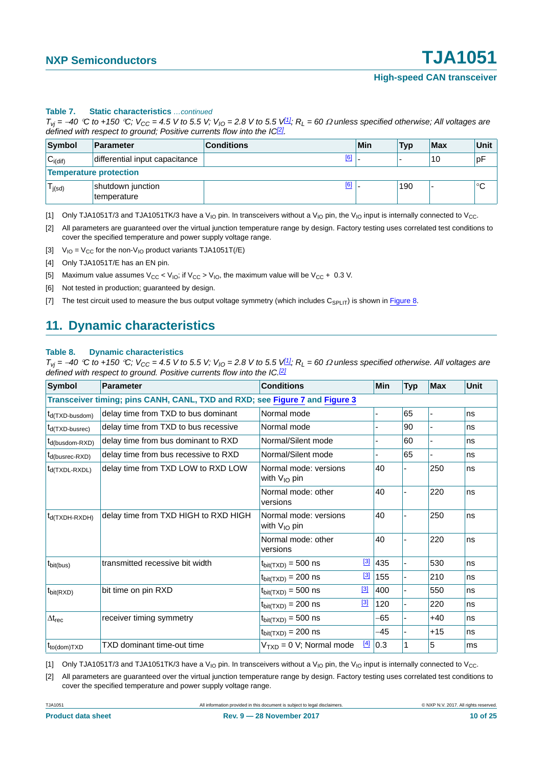**Table 7. Static characteristics** *...continued*

*$T_{vj}$ = −40 °C to +150 °C; $V_{CC}$ = 4.5 V to 5.5 V; $V_{IO}$ = 2.8 V to 5.5 V[1]; $R_L$ = 60 Ω unless specified otherwise; All voltages are defined with respect to ground; Positive currents flow into the IC[2].*

| Symbol | Parameter | Conditions | Min | Typ | Max | Unit |
|---|---|---|---|---|---|---|
| $C_{i(dif)}$ | differential input capacitance | [6] | - | - | 10 | pF |
| **Temperature protection** | | | | | | |
| $T_{j(sd)}$ | shutdown junction temperature | [6] | - | 190 | - | °C |

[1] Only TJA1051T/3 and TJA1051TK/3 have a $V_{IO}$ pin. In transceivers without a $V_{IO}$ pin, the $V_{IO}$ input is internally connected to $V_{CC}$.

[2] All parameters are guaranteed over the virtual junction temperature range by design. Factory testing uses correlated test conditions to cover the specified temperature and power supply voltage range.

[3] $V_{IO}$ = $V_{CC}$ for the non-$V_{IO}$ product variants TJA1051T(/E)

[4] Only TJA1051T/E has an EN pin.

[5] Maximum value assumes $V_{CC}$ < $V_{IO}$; if $V_{CC}$ > $V_{IO}$, the maximum value will be $V_{CC}$ + 0.3 V.

[6] Not tested in production; guaranteed by design.

[7] The test circuit used to measure the bus output voltage symmetry (which includes $C_{SPLIT}$) is shown in Figure 8.

## 11. Dynamic characteristics

**Table 8. Dynamic characteristics**

*$T_{vj}$ = −40 °C to +150 °C; $V_{CC}$ = 4.5 V to 5.5 V; $V_{IO}$ = 2.8 V to 5.5 V[1]; $R_L$ = 60 Ω unless specified otherwise. All voltages are defined with respect to ground. Positive currents flow into the IC.[2]*

| Symbol | Parameter | Conditions | Min | Typ | Max | Unit |
|---|---|---|---|---|---|---|
| **Transceiver timing; pins CANH, CANL, TXD and RXD; see Figure 7 and Figure 3** | | | | | | |
| $t_{d(TXD-busdom)}$ | delay time from TXD to bus dominant | Normal mode | - | 65 | - | ns |
| $t_{d(TXD-busrec)}$ | delay time from TXD to bus recessive | Normal mode | - | 90 | - | ns |
| $t_{d(busdom-RXD)}$ | delay time from bus dominant to RXD | Normal/Silent mode | - | 60 | - | ns |
| $t_{d(busrec-RXD)}$ | delay time from bus recessive to RXD | Normal/Silent mode | - | 65 | - | ns |
| $t_{d(TXDL-RXDL)}$ | delay time from TXD LOW to RXD LOW | Normal mode: versions with $V_{IO}$ pin | 40 | - | 250 | ns |
| | | Normal mode: other versions | 40 | - | 220 | ns |
| $t_{d(TXDH-RXDH)}$ | delay time from TXD HIGH to RXD HIGH | Normal mode: versions with $V_{IO}$ pin | 40 | - | 250 | ns |
| | | Normal mode: other versions | 40 | - | 220 | ns |
| $t_{bit(bus)}$ | transmitted recessive bit width | $t_{bit(TXD)}$ = 500 ns [3] | 435 | - | 530 | ns |
| | | $t_{bit(TXD)}$ = 200 ns [3] | 155 | - | 210 | ns |
| $t_{bit(RXD)}$ | bit time on pin RXD | $t_{bit(TXD)}$ = 500 ns [3] | 400 | - | 550 | ns |
| | | $t_{bit(TXD)}$ = 200 ns [3] | 120 | - | 220 | ns |
| $\Delta t_{rec}$ | receiver timing symmetry | $t_{bit(TXD)}$ = 500 ns | −65 | - | +40 | ns |
| | | $t_{bit(TXD)}$ = 200 ns | −45 | - | +15 | ns |
| $t_{to(dom)TXD}$ | TXD dominant time-out time | $V_{TXD}$ = 0 V; Normal mode [4] | 0.3 | 1 | 5 | ms |

[1] Only TJA1051T/3 and TJA1051TK/3 have a $V_{IO}$ pin. In transceivers without a $V_{IO}$ pin, the $V_{IO}$ input is internally connected to $V_{CC}$.

[2] All parameters are guaranteed over the virtual junction temperature range by design. Factory testing uses correlated test conditions to cover the specified temperature and power supply voltage range.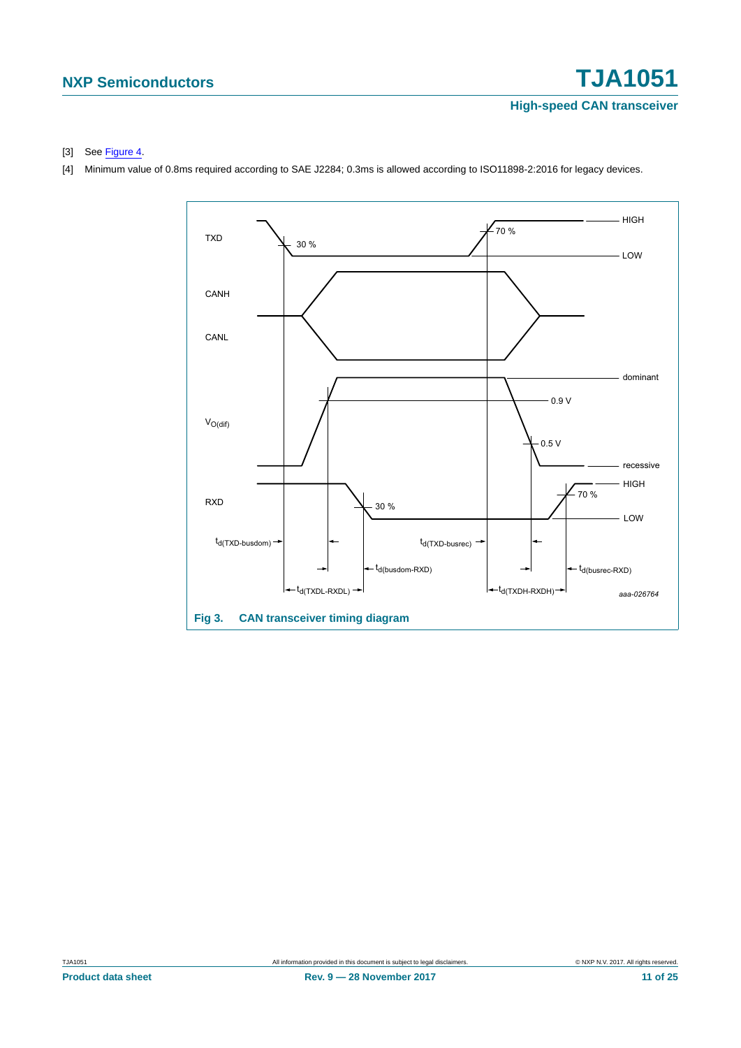[3] See Figure 4.

[4] Minimum value of 0.8ms required according to SAE J2284; 0.3ms is allowed according to ISO11898-2:2016 for legacy devices.

Fig 3. CAN transceiver timing diagram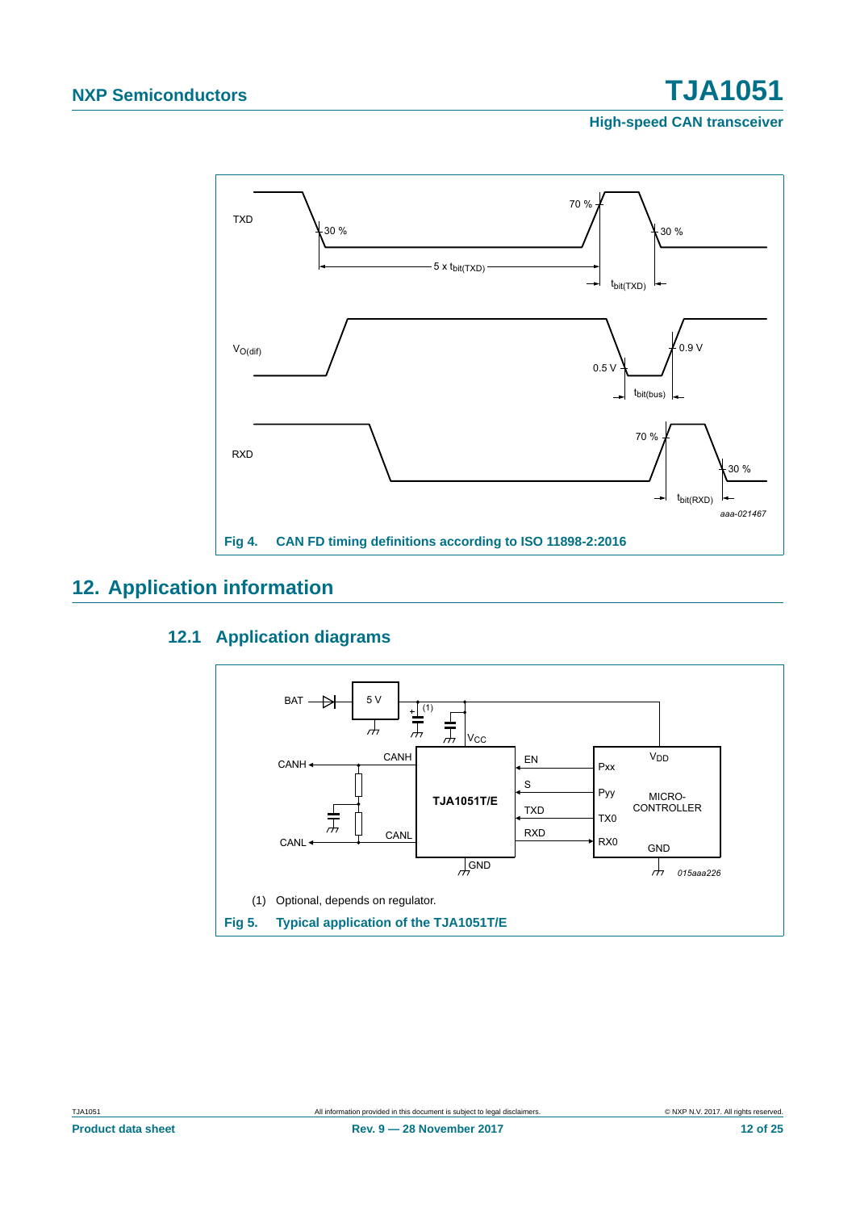Fig 4. CAN FD timing definitions according to ISO 11898-2:2016

## 12. Application information

### 12.1 Application diagrams

(1) Optional, depends on regulator.

Fig 5. Typical application of the TJA1051T/E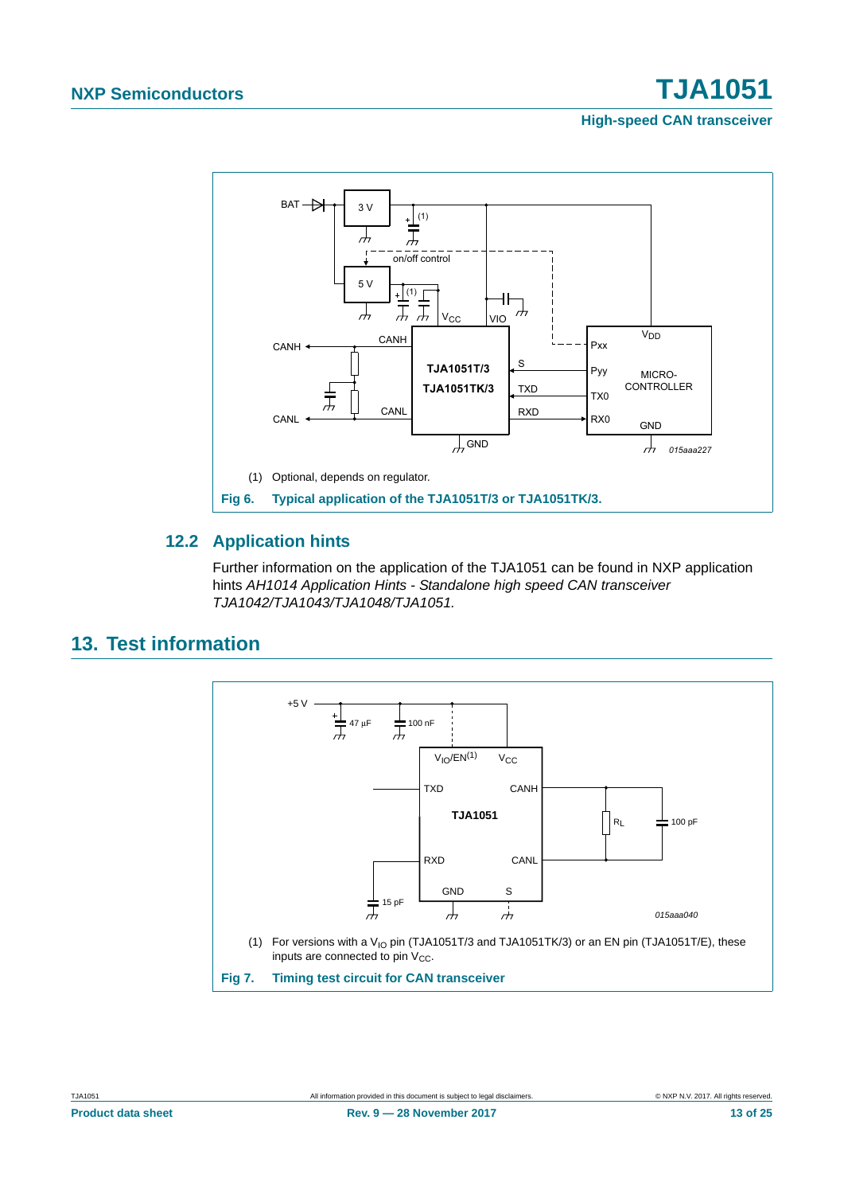(1) Optional, depends on regulator.

**Fig 6. Typical application of the TJA1051T/3 or TJA1051TK/3.**

### 12.2 Application hints

Further information on the application of the TJA1051 can be found in NXP application hints *AH1014 Application Hints - Standalone high speed CAN transceiver TJA1042/TJA1043/TJA1048/TJA1051.*

## 13. Test information

(1) For versions with a $V_{IO}$ pin (TJA1051T/3 and TJA1051TK/3) or an EN pin (TJA1051T/E), these inputs are connected to pin $V_{CC}$.

**Fig 7. Timing test circuit for CAN transceiver**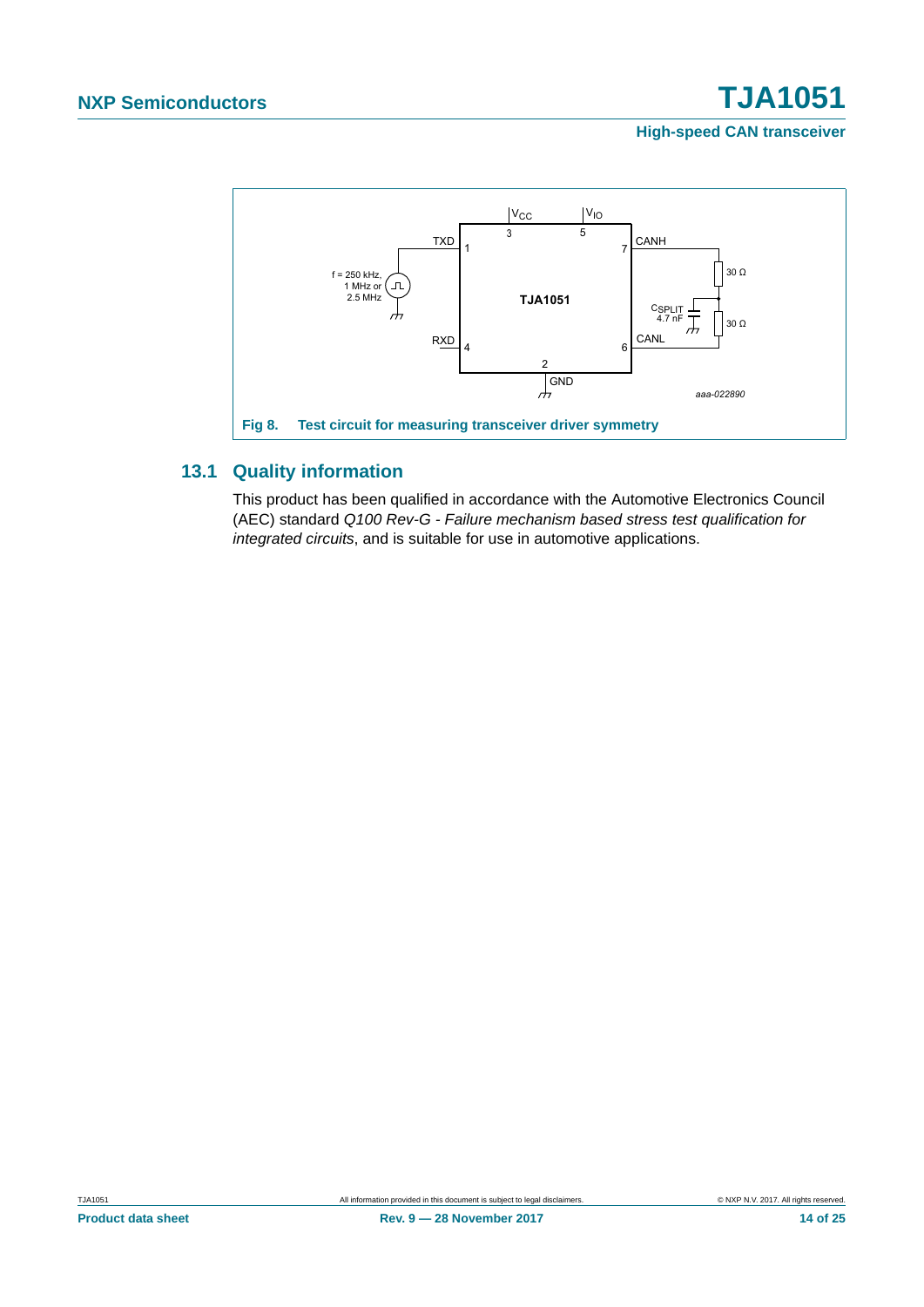Fig 8. Test circuit for measuring transceiver driver symmetry

## 13.1 Quality information

This product has been qualified in accordance with the Automotive Electronics Council (AEC) standard *Q100 Rev-G - Failure mechanism based stress test qualification for integrated circuits*, and is suitable for use in automotive applications.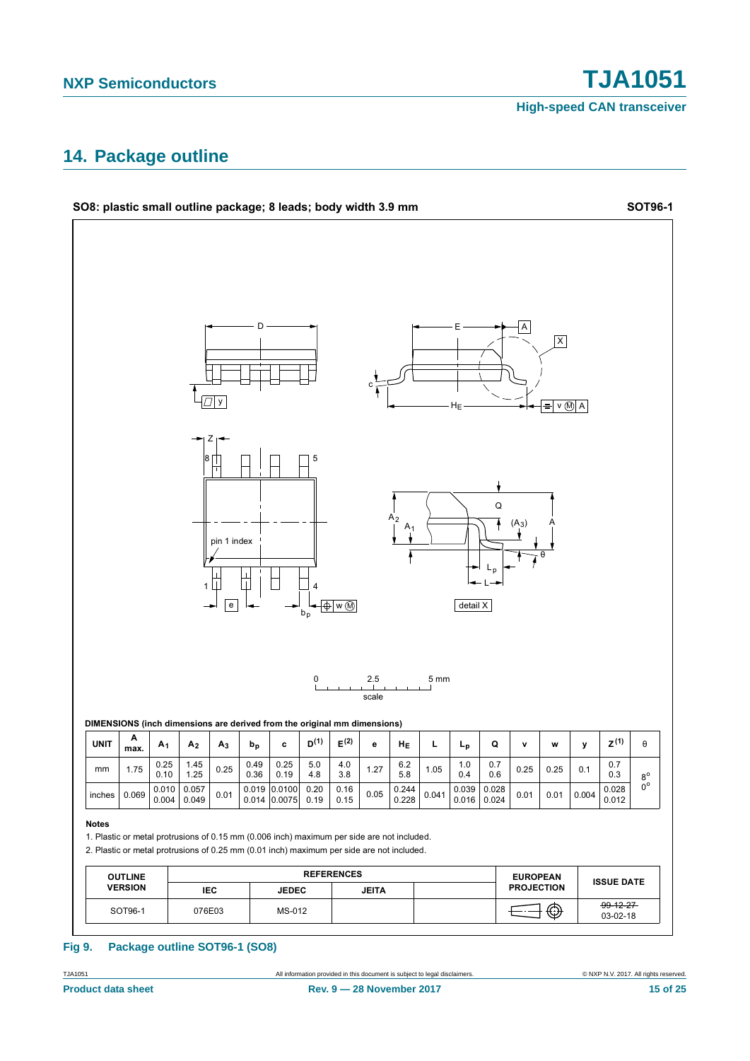## 14. Package outline

**SO8: plastic small outline package; 8 leads; body width 3.9 mm** **SOT96-1**

DIMENSIONS (inch dimensions are derived from the original mm dimensions)

| UNIT | A max. | $A_1$ | $A_2$ | $A_3$ | $b_p$ | c | $D^{(1)}$ | $E^{(2)}$ | e | $H_E$ | L | $L_p$ | Q | v | w | y | $Z^{(1)}$ | θ |
|---|---|---|---|---|---|---|---|---|---|---|---|---|---|---|---|---|---|---|
| mm | 1.75 | 0.25<br>0.10 | 1.45<br>1.25 | 0.25 | 0.49<br>0.36 | 0.25<br>0.19 | 5.0<br>4.8 | 4.0<br>3.8 | 1.27 | 6.2<br>5.8 | 1.05 | 1.0<br>0.4 | 0.7<br>0.6 | 0.25 | 0.25 | 0.1 | 0.7<br>0.3 | 8°<br>0° |
| inches | 0.069 | 0.010<br>0.004 | 0.057<br>0.049 | 0.01 | 0.019<br>0.014 | 0.0100<br>0.0075 | 0.20<br>0.19 | 0.16<br>0.15 | 0.05 | 0.244<br>0.228 | 0.041 | 0.039<br>0.016 | 0.028<br>0.024 | 0.01 | 0.01 | 0.004 | 0.028<br>0.012 | |

**Notes**

1. Plastic or metal protrusions of 0.15 mm (0.006 inch) maximum per side are not included.
2. Plastic or metal protrusions of 0.25 mm (0.01 inch) maximum per side are not included.

| OUTLINE VERSION | REFERENCES | | | | EUROPEAN PROJECTION | ISSUE DATE |
|---|---|---|---|---|---|---|
| | IEC | JEDEC | JEITA | | | |
| SOT96-1 | 076E03 | MS-012 | | | | ~~99-12-27~~<br>03-02-18 |

**Fig 9. Package outline SOT96-1 (SO8)**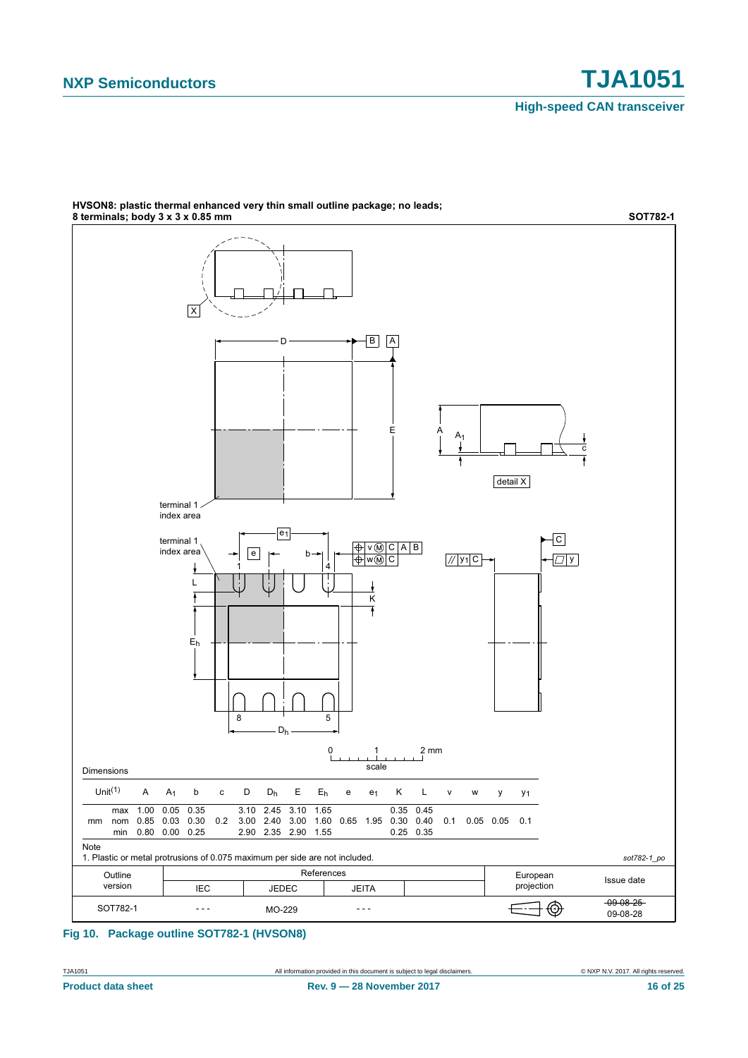**HVSON8: plastic thermal enhanced very thin small outline package; no leads; 8 terminals; body 3 x 3 x 0.85 mm** **SOT782-1**

Dimensions

| Unit[1] | | A | $A_1$ | b | c | D | $D_h$ | E | $E_h$ | e | $e_1$ | K | L | v | w | y | $y_1$ |
|---|---|---|---|---|---|---|---|---|---|---|---|---|---|---|---|---|---|
| mm | max | 1.00 | 0.05 | 0.35 | | 3.10 | 2.45 | 3.10 | 1.65 | | | 0.35 | 0.45 | | | | |
| | nom | 0.85 | 0.03 | 0.30 | 0.2 | 3.00 | 2.40 | 3.00 | 1.60 | 0.65 | 1.95 | 0.30 | 0.40 | 0.1 | 0.05 | 0.05 | 0.1 |
| | min | 0.80 | 0.00 | 0.25 | | 2.90 | 2.35 | 2.90 | 1.55 | | | 0.25 | 0.35 | | | | |

Note

1. Plastic or metal protrusions of 0.075 maximum per side are not included.

*sot782-1_po*

| Outline version | References IEC | References JEDEC | References JEITA | European projection | Issue date |
|---|---|---|---|---|---|
| SOT782-1 | - - - | MO-229 | - - - | | ~~09-08-25~~ 09-08-28 |

**Fig 10. Package outline SOT782-1 (HVSON8)**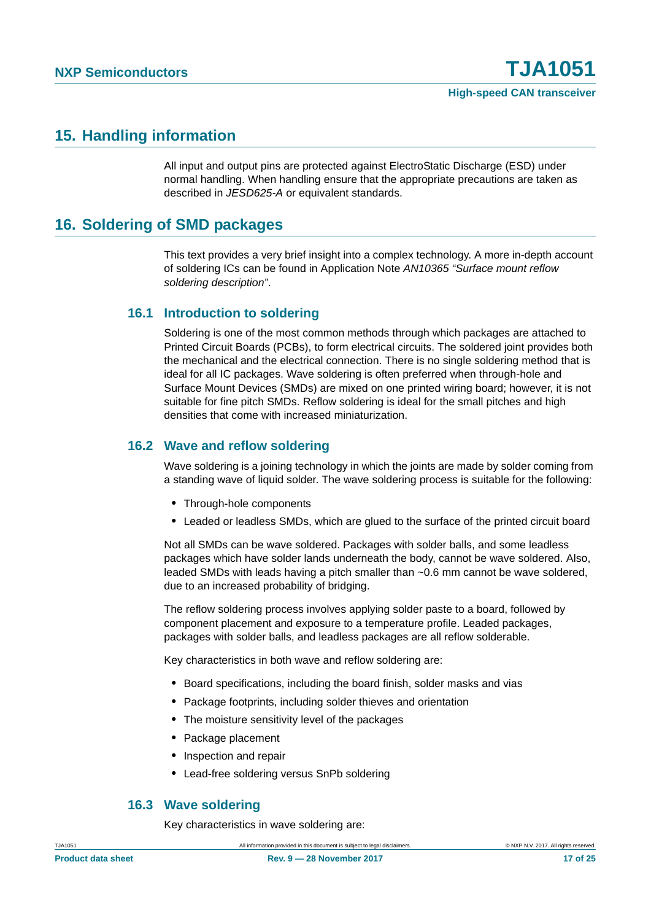## 15. Handling information

All input and output pins are protected against ElectroStatic Discharge (ESD) under normal handling. When handling ensure that the appropriate precautions are taken as described in *JESD625-A* or equivalent standards.

## 16. Soldering of SMD packages

This text provides a very brief insight into a complex technology. A more in-depth account of soldering ICs can be found in Application Note *AN10365 “Surface mount reflow soldering description”*.

### 16.1 Introduction to soldering

Soldering is one of the most common methods through which packages are attached to Printed Circuit Boards (PCBs), to form electrical circuits. The soldered joint provides both the mechanical and the electrical connection. There is no single soldering method that is ideal for all IC packages. Wave soldering is often preferred when through-hole and Surface Mount Devices (SMDs) are mixed on one printed wiring board; however, it is not suitable for fine pitch SMDs. Reflow soldering is ideal for the small pitches and high densities that come with increased miniaturization.

### 16.2 Wave and reflow soldering

Wave soldering is a joining technology in which the joints are made by solder coming from a standing wave of liquid solder. The wave soldering process is suitable for the following:

- Through-hole components
- Leaded or leadless SMDs, which are glued to the surface of the printed circuit board

Not all SMDs can be wave soldered. Packages with solder balls, and some leadless packages which have solder lands underneath the body, cannot be wave soldered. Also, leaded SMDs with leads having a pitch smaller than ~0.6 mm cannot be wave soldered, due to an increased probability of bridging.

The reflow soldering process involves applying solder paste to a board, followed by component placement and exposure to a temperature profile. Leaded packages, packages with solder balls, and leadless packages are all reflow solderable.

Key characteristics in both wave and reflow soldering are:

- Board specifications, including the board finish, solder masks and vias
- Package footprints, including solder thieves and orientation
- The moisture sensitivity level of the packages
- Package placement
- Inspection and repair
- Lead-free soldering versus SnPb soldering

### 16.3 Wave soldering

Key characteristics in wave soldering are: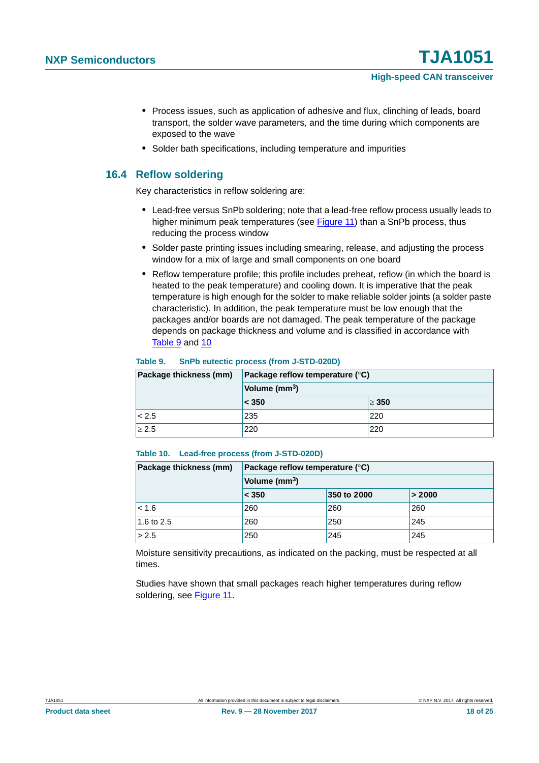- Process issues, such as application of adhesive and flux, clinching of leads, board transport, the solder wave parameters, and the time during which components are exposed to the wave
- Solder bath specifications, including temperature and impurities

## 16.4 Reflow soldering

Key characteristics in reflow soldering are:

- Lead-free versus SnPb soldering; note that a lead-free reflow process usually leads to higher minimum peak temperatures (see Figure 11) than a SnPb process, thus reducing the process window
- Solder paste printing issues including smearing, release, and adjusting the process window for a mix of large and small components on one board
- Reflow temperature profile; this profile includes preheat, reflow (in which the board is heated to the peak temperature) and cooling down. It is imperative that the peak temperature is high enough for the solder to make reliable solder joints (a solder paste characteristic). In addition, the peak temperature must be low enough that the packages and/or boards are not damaged. The peak temperature of the package depends on package thickness and volume and is classified in accordance with Table 9 and 10

**Table 9. SnPb eutectic process (from J-STD-020D)**

| Package thickness (mm) | Package reflow temperature (°C) | |
|---|---|---|
| | Volume ($mm^3$) | |
| | < 350 | ≥ 350 |
| < 2.5 | 235 | 220 |
| ≥ 2.5 | 220 | 220 |

**Table 10. Lead-free process (from J-STD-020D)**

| Package thickness (mm) | Package reflow temperature (°C) | | |
|---|---|---|---|
| | Volume ($mm^3$) | | |
| | < 350 | 350 to 2000 | > 2000 |
| < 1.6 | 260 | 260 | 260 |
| 1.6 to 2.5 | 260 | 250 | 245 |
| > 2.5 | 250 | 245 | 245 |

Moisture sensitivity precautions, as indicated on the packing, must be respected at all times.

Studies have shown that small packages reach higher temperatures during reflow soldering, see Figure 11.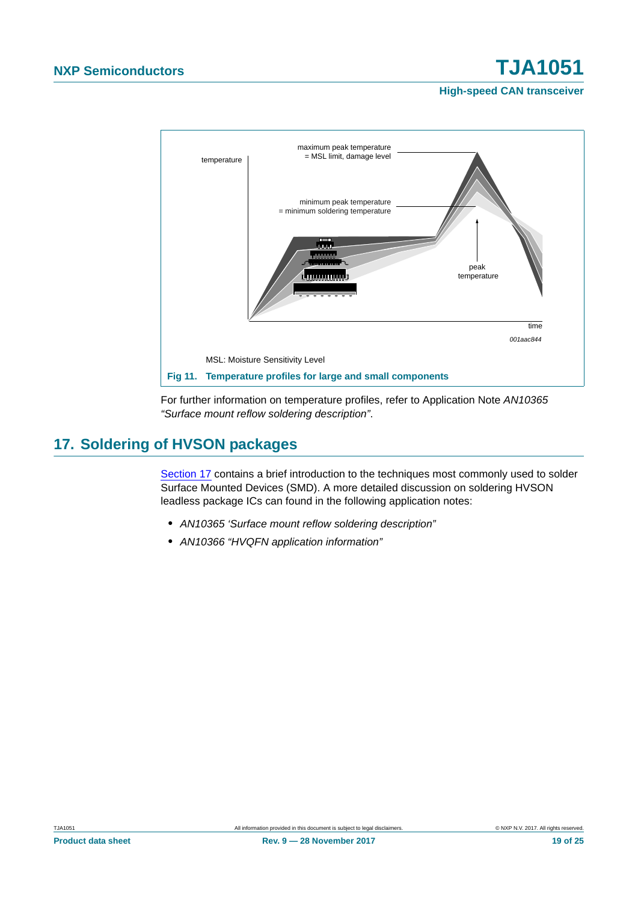maximum peak temperature = MSL limit, damage level

minimum peak temperature = minimum soldering temperature

peak temperature

temperature

time

001aac844

MSL: Moisture Sensitivity Level

**Fig 11. Temperature profiles for large and small components**

For further information on temperature profiles, refer to Application Note *AN10365 “Surface mount reflow soldering description”*.

## 17. Soldering of HVSON packages

Section 17 contains a brief introduction to the techniques most commonly used to solder Surface Mounted Devices (SMD). A more detailed discussion on soldering HVSON leadless package ICs can found in the following application notes:

- *AN10365 ‘Surface mount reflow soldering description”*
- *AN10366 “HVQFN application information”*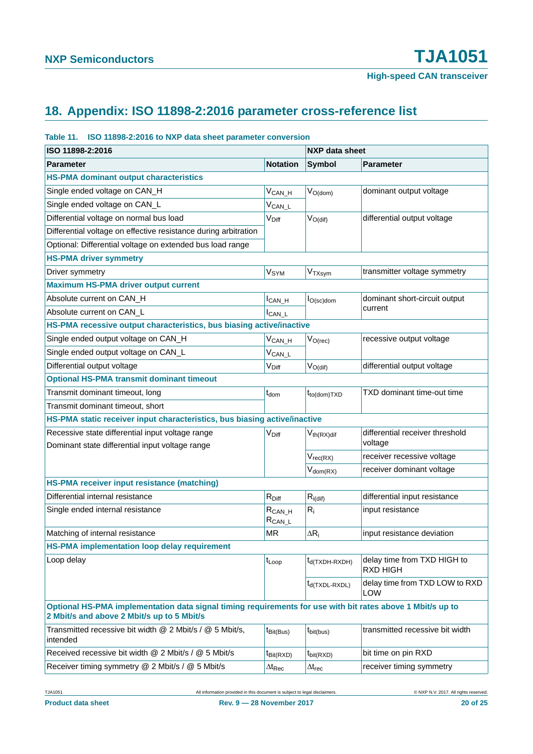## 18. Appendix: ISO 11898-2:2016 parameter cross-reference list

**Table 11. ISO 11898-2:2016 to NXP data sheet parameter conversion**

| ISO 11898-2:2016 | | NXP data sheet | |
|---|---|---|---|
| **Parameter** | **Notation** | **Symbol** | **Parameter** |
| **HS-PMA dominant output characteristics** | | | |
| Single ended voltage on CAN_H | $V_{CAN\_H}$ | $V_{O(dom)}$ | dominant output voltage |
| Single ended voltage on CAN_L | $V_{CAN\_L}$ | | |
| Differential voltage on normal bus load | $V_{Diff}$ | $V_{O(dif)}$ | differential output voltage |
| Differential voltage on effective resistance during arbitration | | | |
| Optional: Differential voltage on extended bus load range | | | |
| **HS-PMA driver symmetry** | | | |
| Driver symmetry | $V_{SYM}$ | $V_{TXsym}$ | transmitter voltage symmetry |
| **Maximum HS-PMA driver output current** | | | |
| Absolute current on CAN_H | $I_{CAN\_H}$ | $I_{O(sc)dom}$ | dominant short-circuit output current |
| Absolute current on CAN_L | $I_{CAN\_L}$ | | |
| **HS-PMA recessive output characteristics, bus biasing active/inactive** | | | |
| Single ended output voltage on CAN_H | $V_{CAN\_H}$ | $V_{O(rec)}$ | recessive output voltage |
| Single ended output voltage on CAN_L | $V_{CAN\_L}$ | | |
| Differential output voltage | $V_{Diff}$ | $V_{O(dif)}$ | differential output voltage |
| **Optional HS-PMA transmit dominant timeout** | | | |
| Transmit dominant timeout, long | $t_{dom}$ | $t_{to(dom)TXD}$ | TXD dominant time-out time |
| Transmit dominant timeout, short | | | |
| **HS-PMA static receiver input characteristics, bus biasing active/inactive** | | | |
| Recessive state differential input voltage range<br>Dominant state differential input voltage range | $V_{Diff}$ | $V_{th(RX)dif}$ | differential receiver threshold voltage |
| | | $V_{rec(RX)}$ | receiver recessive voltage |
| | | $V_{dom(RX)}$ | receiver dominant voltage |
| **HS-PMA receiver input resistance (matching)** | | | |
| Differential internal resistance | $R_{Diff}$ | $R_{i(dif)}$ | differential input resistance |
| Single ended internal resistance | $R_{CAN\_H}$<br>$R_{CAN\_L}$ | $R_i$ | input resistance |
| Matching of internal resistance | MR | $\Delta R_i$ | input resistance deviation |
| **HS-PMA implementation loop delay requirement** | | | |
| Loop delay | $t_{Loop}$ | $t_{d(TXDH-RXDH)}$ | delay time from TXD HIGH to RXD HIGH |
| | | $t_{d(TXDL-RXDL)}$ | delay time from TXD LOW to RXD LOW |
| **Optional HS-PMA implementation data signal timing requirements for use with bit rates above 1 Mbit/s up to 2 Mbit/s and above 2 Mbit/s up to 5 Mbit/s** | | | |
| Transmitted recessive bit width @ 2 Mbit/s / @ 5 Mbit/s, intended | $t_{Bit(Bus)}$ | $t_{bit(bus)}$ | transmitted recessive bit width |
| Received recessive bit width @ 2 Mbit/s / @ 5 Mbit/s | $t_{Bit(RXD)}$ | $t_{bit(RXD)}$ | bit time on pin RXD |
| Receiver timing symmetry @ 2 Mbit/s / @ 5 Mbit/s | $\Delta t_{Rec}$ | $\Delta t_{rec}$ | receiver timing symmetry |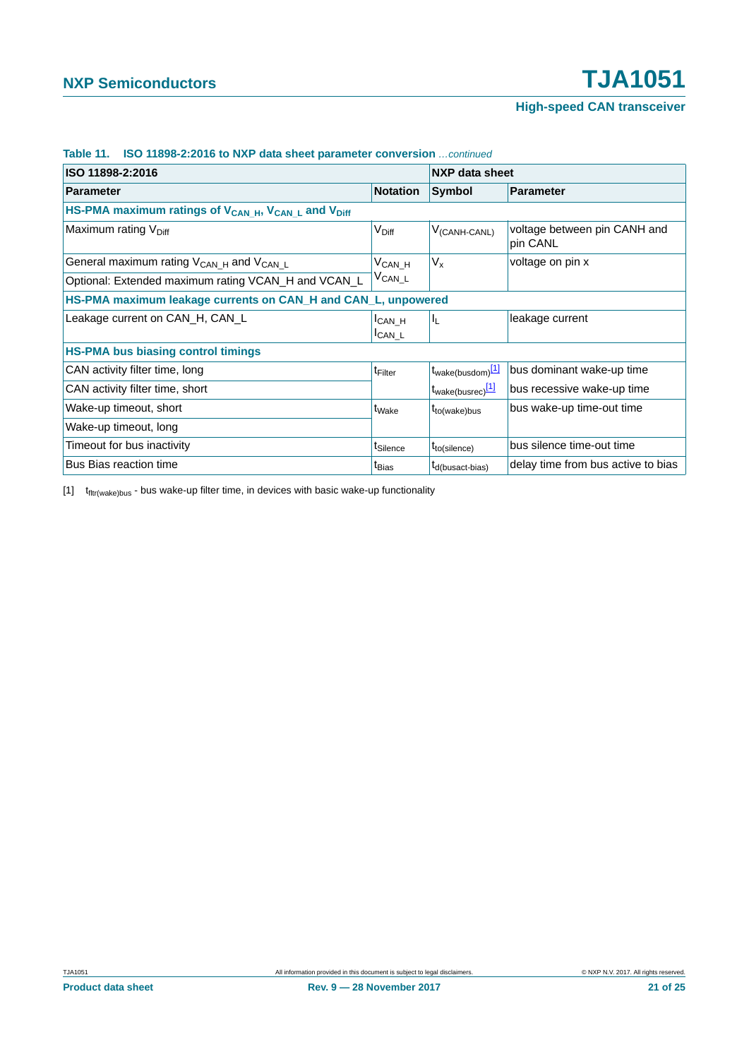**Table 11. ISO 11898-2:2016 to NXP data sheet parameter conversion** *…continued*

| ISO 11898-2:2016 | | NXP data sheet | |
|---|---|---|---|
| **Parameter** | **Notation** | **Symbol** | **Parameter** |
| **HS-PMA maximum ratings of $V_{CAN\_H}$, $V_{CAN\_L}$ and $V_{Diff}$** | | | |
| Maximum rating $V_{Diff}$ | $V_{Diff}$ | $V_{(CANH-CANL)}$ | voltage between pin CANH and pin CANL |
| General maximum rating $V_{CAN\_H}$ and $V_{CAN\_L}$ | $V_{CAN\_H}$ $V_{CAN\_L}$ | $V_x$ | voltage on pin x |
| Optional: Extended maximum rating VCAN_H and VCAN_L | | | |
| **HS-PMA maximum leakage currents on CAN_H and CAN_L, unpowered** | | | |
| Leakage current on CAN_H, CAN_L | $I_{CAN\_H}$ $I_{CAN\_L}$ | $I_L$ | leakage current |
| **HS-PMA bus biasing control timings** | | | |
| CAN activity filter time, long | $t_{Filter}$ | $t_{wake(busdom)}$[1] | bus dominant wake-up time |
| CAN activity filter time, short | | $t_{wake(busrec)}$[1] | bus recessive wake-up time |
| Wake-up timeout, short | $t_{Wake}$ | $t_{to(wake)bus}$ | bus wake-up time-out time |
| Wake-up timeout, long | | | |
| Timeout for bus inactivity | $t_{Silence}$ | $t_{to(silence)}$ | bus silence time-out time |
| Bus Bias reaction time | $t_{Bias}$ | $t_{d(busact-bias)}$ | delay time from bus active to bias |

[1] $t_{fltr(wake)bus}$ - bus wake-up filter time, in devices with basic wake-up functionality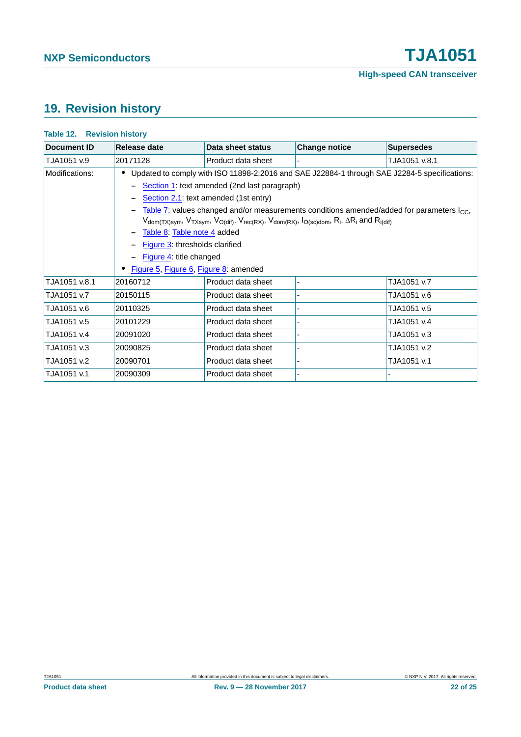## 19. Revision history

**Table 12. Revision history**

| Document ID | Release date | Data sheet status | Change notice | Supersedes |
|---|---|---|---|---|
| TJA1051 v.9 | 20171128 | Product data sheet | - | TJA1051 v.8.1 |
| Modifications: | • Updated to comply with ISO 11898-2:2016 and SAE J22884-1 through SAE J2284-5 specifications:<br>– Section 1: text amended (2nd last paragraph)<br>– Section 2.1: text amended (1st entry)<br>– Table 7: values changed and/or measurements conditions amended/added for parameters $I_{CC}$, $V_{dom(TX)sym}$, $V_{TXsym}$, $V_{O(dif)}$, $V_{rec(RX)}$, $V_{dom(RX)}$, $I_{O(sc)dom}$, $R_i$, $\Delta R_i$ and $R_{i(dif)}$<br>– Table 8: Table note 4 added<br>– Figure 3: thresholds clarified<br>– Figure 4: title changed<br>• Figure 5, Figure 6, Figure 8: amended | | | |
| TJA1051 v.8.1 | 20160712 | Product data sheet | - | TJA1051 v.7 |
| TJA1051 v.7 | 20150115 | Product data sheet | - | TJA1051 v.6 |
| TJA1051 v.6 | 20110325 | Product data sheet | - | TJA1051 v.5 |
| TJA1051 v.5 | 20101229 | Product data sheet | - | TJA1051 v.4 |
| TJA1051 v.4 | 20091020 | Product data sheet | - | TJA1051 v.3 |
| TJA1051 v.3 | 20090825 | Product data sheet | - | TJA1051 v.2 |
| TJA1051 v.2 | 20090701 | Product data sheet | - | TJA1051 v.1 |
| TJA1051 v.1 | 20090309 | Product data sheet | - | - |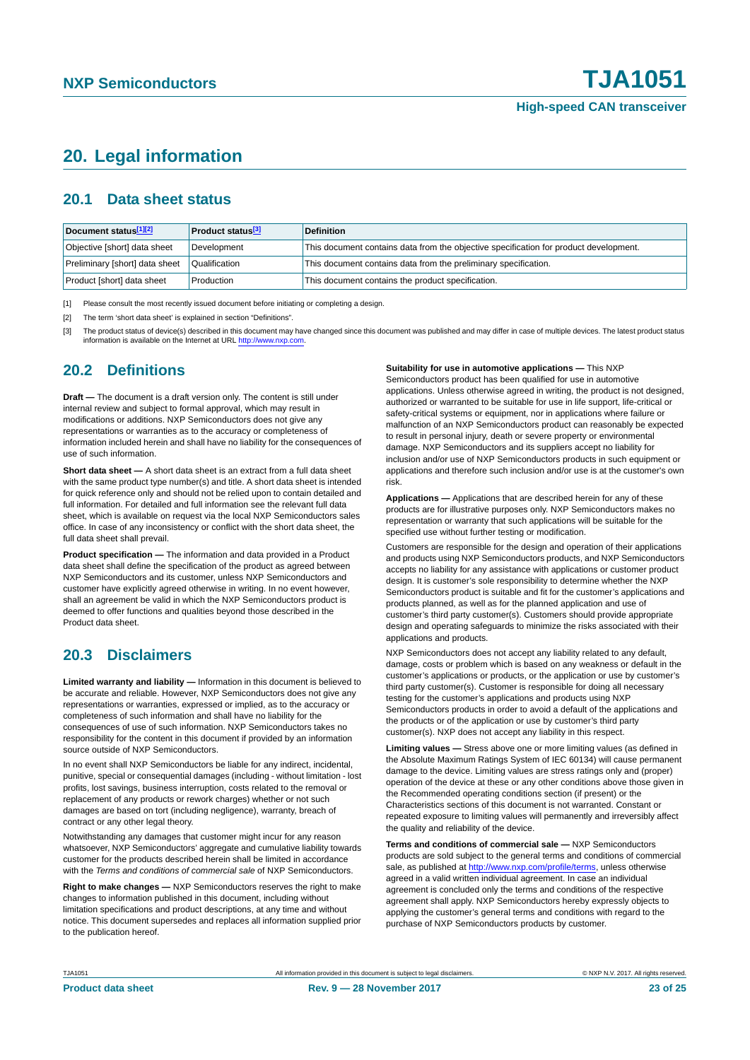# 20. Legal information

## 20.1 Data sheet status

| Document status[1][2] | Product status[3] | Definition |
|---|---|---|
| Objective [short] data sheet | Development | This document contains data from the objective specification for product development. |
| Preliminary [short] data sheet | Qualification | This document contains data from the preliminary specification. |
| Product [short] data sheet | Production | This document contains the product specification. |

[1] Please consult the most recently issued document before initiating or completing a design.

[2] The term 'short data sheet' is explained in section "Definitions".

[3] The product status of device(s) described in this document may have changed since this document was published and may differ in case of multiple devices. The latest product status information is available on the Internet at URL http://www.nxp.com.

## 20.2 Definitions

**Draft —** The document is a draft version only. The content is still under internal review and subject to formal approval, which may result in modifications or additions. NXP Semiconductors does not give any representations or warranties as to the accuracy or completeness of information included herein and shall have no liability for the consequences of use of such information.

**Short data sheet —** A short data sheet is an extract from a full data sheet with the same product type number(s) and title. A short data sheet is intended for quick reference only and should not be relied upon to contain detailed and full information. For detailed and full information see the relevant full data sheet, which is available on request via the local NXP Semiconductors sales office. In case of any inconsistency or conflict with the short data sheet, the full data sheet shall prevail.

**Product specification —** The information and data provided in a Product data sheet shall define the specification of the product as agreed between NXP Semiconductors and its customer, unless NXP Semiconductors and customer have explicitly agreed otherwise in writing. In no event however, shall an agreement be valid in which the NXP Semiconductors product is deemed to offer functions and qualities beyond those described in the Product data sheet.

## 20.3 Disclaimers

**Limited warranty and liability —** Information in this document is believed to be accurate and reliable. However, NXP Semiconductors does not give any representations or warranties, expressed or implied, as to the accuracy or completeness of such information and shall have no liability for the consequences of use of such information. NXP Semiconductors takes no responsibility for the content in this document if provided by an information source outside of NXP Semiconductors.

In no event shall NXP Semiconductors be liable for any indirect, incidental, punitive, special or consequential damages (including - without limitation - lost profits, lost savings, business interruption, costs related to the removal or replacement of any products or rework charges) whether or not such damages are based on tort (including negligence), warranty, breach of contract or any other legal theory.

Notwithstanding any damages that customer might incur for any reason whatsoever, NXP Semiconductors' aggregate and cumulative liability towards customer for the products described herein shall be limited in accordance with the *Terms and conditions of commercial sale* of NXP Semiconductors.

**Right to make changes —** NXP Semiconductors reserves the right to make changes to information published in this document, including without limitation specifications and product descriptions, at any time and without notice. This document supersedes and replaces all information supplied prior to the publication hereof.

**Suitability for use in automotive applications —** This NXP Semiconductors product has been qualified for use in automotive applications. Unless otherwise agreed in writing, the product is not designed, authorized or warranted to be suitable for use in life support, life-critical or safety-critical systems or equipment, nor in applications where failure or malfunction of an NXP Semiconductors product can reasonably be expected to result in personal injury, death or severe property or environmental damage. NXP Semiconductors and its suppliers accept no liability for inclusion and/or use of NXP Semiconductors products in such equipment or applications and therefore such inclusion and/or use is at the customer's own risk.

**Applications —** Applications that are described herein for any of these products are for illustrative purposes only. NXP Semiconductors makes no representation or warranty that such applications will be suitable for the specified use without further testing or modification.

Customers are responsible for the design and operation of their applications and products using NXP Semiconductors products, and NXP Semiconductors accepts no liability for any assistance with applications or customer product design. It is customer's sole responsibility to determine whether the NXP Semiconductors product is suitable and fit for the customer's applications and products planned, as well as for the planned application and use of customer's third party customer(s). Customers should provide appropriate design and operating safeguards to minimize the risks associated with their applications and products.

NXP Semiconductors does not accept any liability related to any default, damage, costs or problem which is based on any weakness or default in the customer's applications or products, or the application or use by customer's third party customer(s). Customer is responsible for doing all necessary testing for the customer's applications and products using NXP Semiconductors products in order to avoid a default of the applications and the products or of the application or use by customer's third party customer(s). NXP does not accept any liability in this respect.

**Limiting values —** Stress above one or more limiting values (as defined in the Absolute Maximum Ratings System of IEC 60134) will cause permanent damage to the device. Limiting values are stress ratings only and (proper) operation of the device at these or any other conditions above those given in the Recommended operating conditions section (if present) or the Characteristics sections of this document is not warranted. Constant or repeated exposure to limiting values will permanently and irreversibly affect the quality and reliability of the device.

**Terms and conditions of commercial sale —** NXP Semiconductors products are sold subject to the general terms and conditions of commercial sale, as published at http://www.nxp.com/profile/terms, unless otherwise agreed in a valid written individual agreement. In case an individual agreement is concluded only the terms and conditions of the respective agreement shall apply. NXP Semiconductors hereby expressly objects to applying the customer's general terms and conditions with regard to the purchase of NXP Semiconductors products by customer.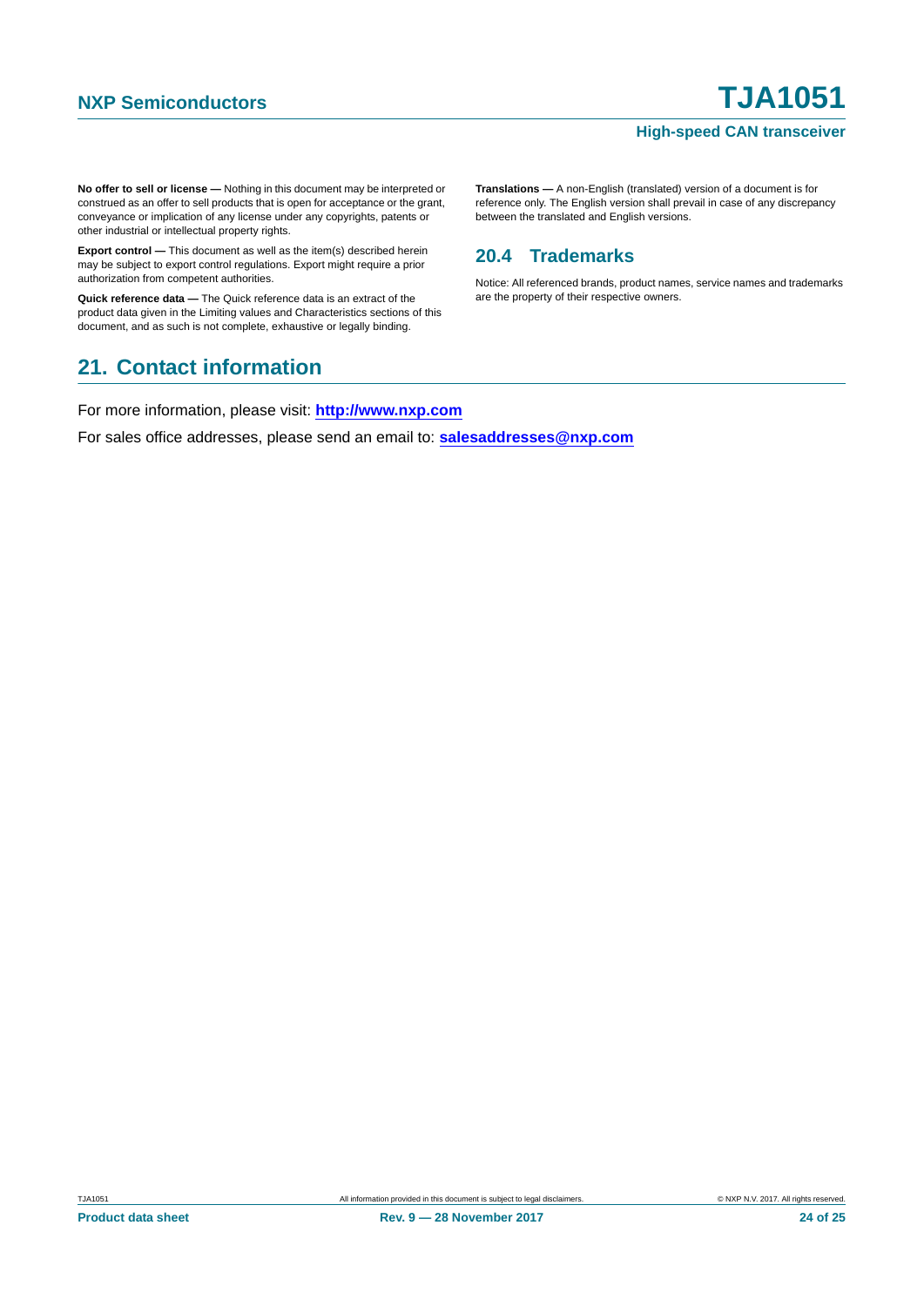**No offer to sell or license —** Nothing in this document may be interpreted or construed as an offer to sell products that is open for acceptance or the grant, conveyance or implication of any license under any copyrights, patents or other industrial or intellectual property rights.

**Export control —** This document as well as the item(s) described herein may be subject to export control regulations. Export might require a prior authorization from competent authorities.

**Quick reference data —** The Quick reference data is an extract of the product data given in the Limiting values and Characteristics sections of this document, and as such is not complete, exhaustive or legally binding.

**Translations —** A non-English (translated) version of a document is for reference only. The English version shall prevail in case of any discrepancy between the translated and English versions.

### 20.4 Trademarks

Notice: All referenced brands, product names, service names and trademarks are the property of their respective owners.

## 21. Contact information

For more information, please visit: **http://www.nxp.com**

For sales office addresses, please send an email to: **salesaddresses@nxp.com**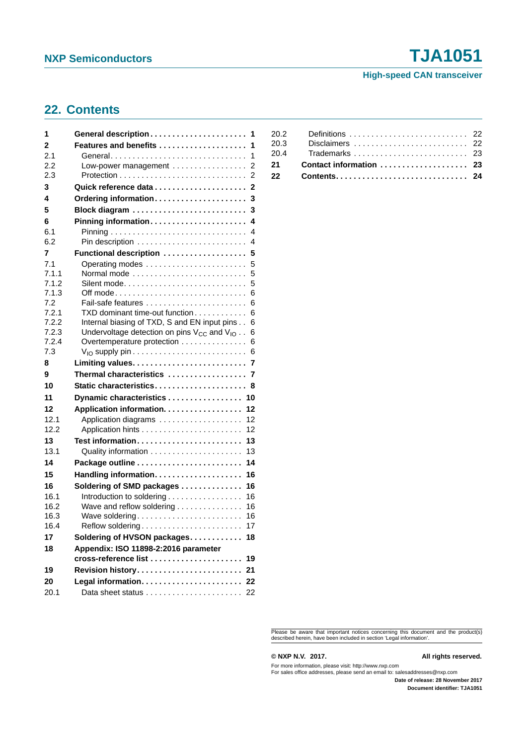## 22. Contents

| | | |
|---|---|---|
| **1** | **General description** | **1** |
| **2** | **Features and benefits** | **1** |
| 2.1 | General | 1 |
| 2.2 | Low-power management | 2 |
| 2.3 | Protection | 2 |
| **3** | **Quick reference data** | **2** |
| **4** | **Ordering information** | **3** |
| **5** | **Block diagram** | **3** |
| **6** | **Pinning information** | **4** |
| 6.1 | Pinning | 4 |
| 6.2 | Pin description | 4 |
| **7** | **Functional description** | **5** |
| 7.1 | Operating modes | 5 |
| 7.1.1 | Normal mode | 5 |
| 7.1.2 | Silent mode | 5 |
| 7.1.3 | Off mode | 6 |
| 7.2 | Fail-safe features | 6 |
| 7.2.1 | TXD dominant time-out function | 6 |
| 7.2.2 | Internal biasing of TXD, S and EN input pins | 6 |
| 7.2.3 | Undervoltage detection on pins $V_{CC}$ and $V_{IO}$ | 6 |
| 7.2.4 | Overtemperature protection | 6 |
| 7.3 | $V_{IO}$ supply pin | 6 |
| **8** | **Limiting values** | **7** |
| **9** | **Thermal characteristics** | **7** |
| **10** | **Static characteristics** | **8** |
| **11** | **Dynamic characteristics** | **10** |
| **12** | **Application information** | **12** |
| 12.1 | Application diagrams | 12 |
| 12.2 | Application hints | 12 |
| **13** | **Test information** | **13** |
| 13.1 | Quality information | 13 |
| **14** | **Package outline** | **14** |
| **15** | **Handling information** | **16** |
| **16** | **Soldering of SMD packages** | **16** |
| 16.1 | Introduction to soldering | 16 |
| 16.2 | Wave and reflow soldering | 16 |
| 16.3 | Wave soldering | 16 |
| 16.4 | Reflow soldering | 17 |
| **17** | **Soldering of HVSON packages** | **18** |
| **18** | **Appendix: ISO 11898-2:2016 parameter cross-reference list** | **19** |
| **19** | **Revision history** | **21** |
| **20** | **Legal information** | **22** |
| 20.1 | Data sheet status | 22 |
| 20.2 | Definitions | 22 |
| 20.3 | Disclaimers | 22 |
| 20.4 | Trademarks | 23 |
| **21** | **Contact information** | **23** |
| **22** | **Contents** | **24** |

Please be aware that important notices concerning this document and the product(s) described herein, have been included in section 'Legal information'.

**© NXP N.V. 2017.** **All rights reserved.**

For more information, please visit: http://www.nxp.com
For sales office addresses, please send an email to: salesaddresses@nxp.com

**Date of release: 28 November 2017**
**Document identifier: TJA1051**